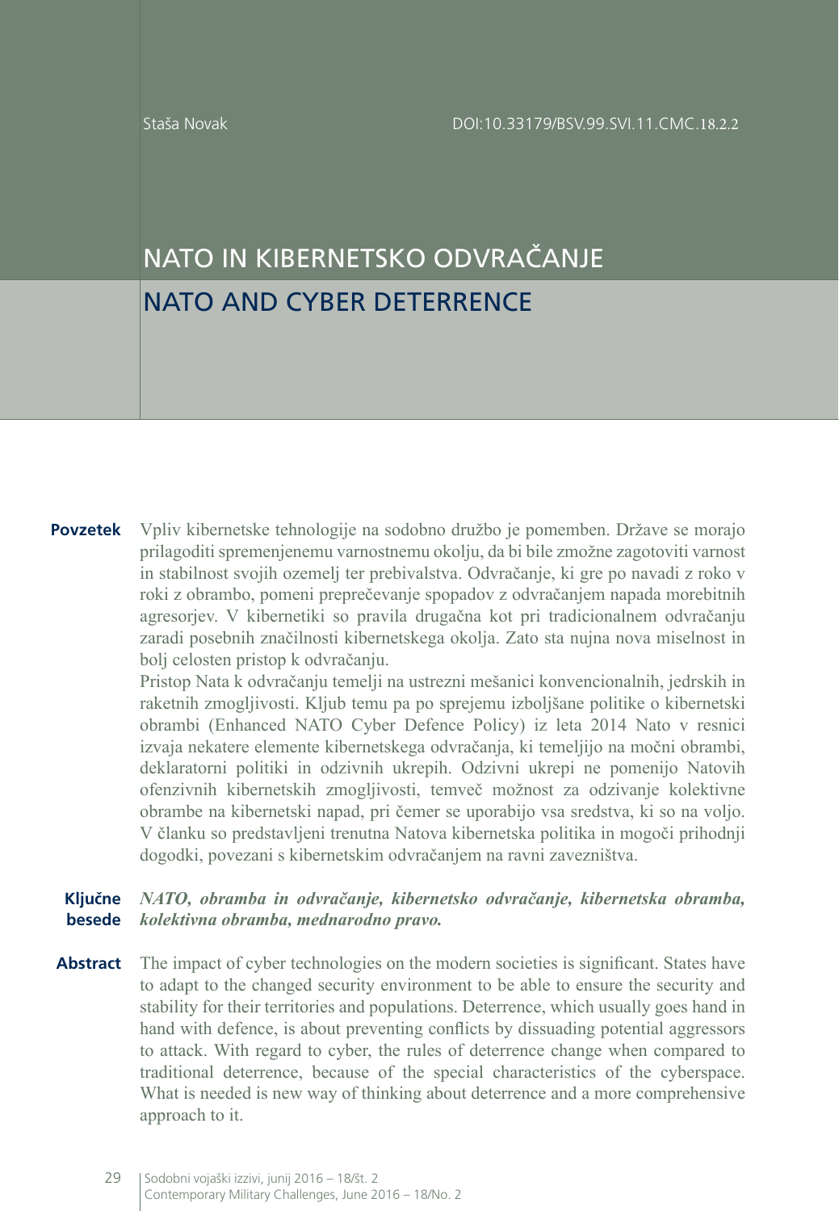Staša Novak

DOI:10.33179/BSV.99.SVI.11.CMC.18.2.2

# NATO IN KIBERNETSKO ODVRAČANJE

# NATO AND CYBER DETERRENCE

**Povzetek** Vpliv kibernetske tehnologije na sodobno družbo je pomemben. Države se morajo prilagoditi spremenjenemu varnostnemu okolju, da bi bile zmožne zagotoviti varnost in stabilnost svojih ozemelj ter prebivalstva. Odvračanje, ki gre po navadi z roko v roki z obrambo, pomeni preprečevanje spopadov z odvračanjem napada morebitnih agresorjev. V kibernetiki so pravila drugačna kot pri tradicionalnem odvračanju zaradi posebnih značilnosti kibernetskega okolja. Zato sta nujna nova miselnost in bolj celosten pristop k odvračanju.

Pristop Nata k odvračanju temelji na ustrezni mešanici konvencionalnih, jedrskih in raketnih zmogljivosti. Kljub temu pa po sprejemu izboljšane politike o kibernetski obrambi (Enhanced NATO Cyber Defence Policy) iz leta 2014 Nato v resnici izvaja nekatere elemente kibernetskega odvračanja, ki temeljijo na močni obrambi, deklaratorni politiki in odzivnih ukrepih. Odzivni ukrepi ne pomenijo Natovih ofenzivnih kibernetskih zmogljivosti, temveč možnost za odzivanje kolektivne obrambe na kibernetski napad, pri čemer se uporabijo vsa sredstva, ki so na voljo. V članku so predstavljeni trenutna Natova kibernetska politika in mogoči prihodnji dogodki, povezani s kibernetskim odvračanjem na ravni zavezništva.

**Ključne besede** ***NATO, obramba in odvračanje, kibernetsko odvračanje, kibernetska obramba, kolektivna obramba, mednarodno pravo.***

**Abstract** The impact of cyber technologies on the modern societies is significant. States have to adapt to the changed security environment to be able to ensure the security and stability for their territories and populations. Deterrence, which usually goes hand in hand with defence, is about preventing conflicts by dissuading potential aggressors to attack. With regard to cyber, the rules of deterrence change when compared to traditional deterrence, because of the special characteristics of the cyberspace. What is needed is new way of thinking about deterrence and a more comprehensive approach to it.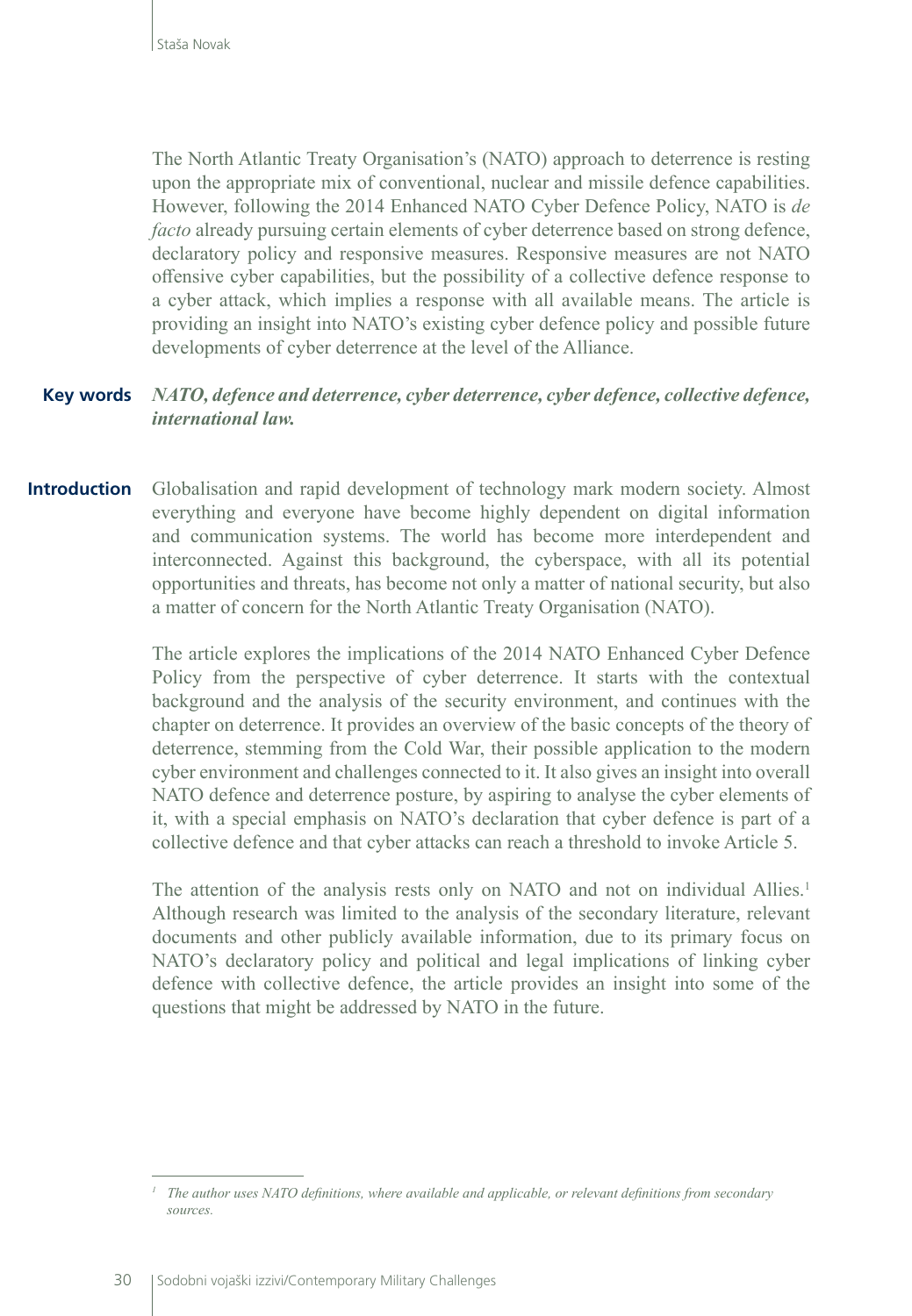The North Atlantic Treaty Organisation's (NATO) approach to deterrence is resting upon the appropriate mix of conventional, nuclear and missile defence capabilities. However, following the 2014 Enhanced NATO Cyber Defence Policy, NATO is *de facto* already pursuing certain elements of cyber deterrence based on strong defence, declaratory policy and responsive measures. Responsive measures are not NATO offensive cyber capabilities, but the possibility of a collective defence response to a cyber attack, which implies a response with all available means. The article is providing an insight into NATO's existing cyber defence policy and possible future developments of cyber deterrence at the level of the Alliance.

**Key words** ***NATO, defence and deterrence, cyber deterrence, cyber defence, collective defence, international law.***

## Introduction

Globalisation and rapid development of technology mark modern society. Almost everything and everyone have become highly dependent on digital information and communication systems. The world has become more interdependent and interconnected. Against this background, the cyberspace, with all its potential opportunities and threats, has become not only a matter of national security, but also a matter of concern for the North Atlantic Treaty Organisation (NATO).

The article explores the implications of the 2014 NATO Enhanced Cyber Defence Policy from the perspective of cyber deterrence. It starts with the contextual background and the analysis of the security environment, and continues with the chapter on deterrence. It provides an overview of the basic concepts of the theory of deterrence, stemming from the Cold War, their possible application to the modern cyber environment and challenges connected to it. It also gives an insight into overall NATO defence and deterrence posture, by aspiring to analyse the cyber elements of it, with a special emphasis on NATO's declaration that cyber defence is part of a collective defence and that cyber attacks can reach a threshold to invoke Article 5.

The attention of the analysis rests only on NATO and not on individual Allies.[1] Although research was limited to the analysis of the secondary literature, relevant documents and other publicly available information, due to its primary focus on NATO's declaratory policy and political and legal implications of linking cyber defence with collective defence, the article provides an insight into some of the questions that might be addressed by NATO in the future.

[1] *The author uses NATO definitions, where available and applicable, or relevant definitions from secondary sources.*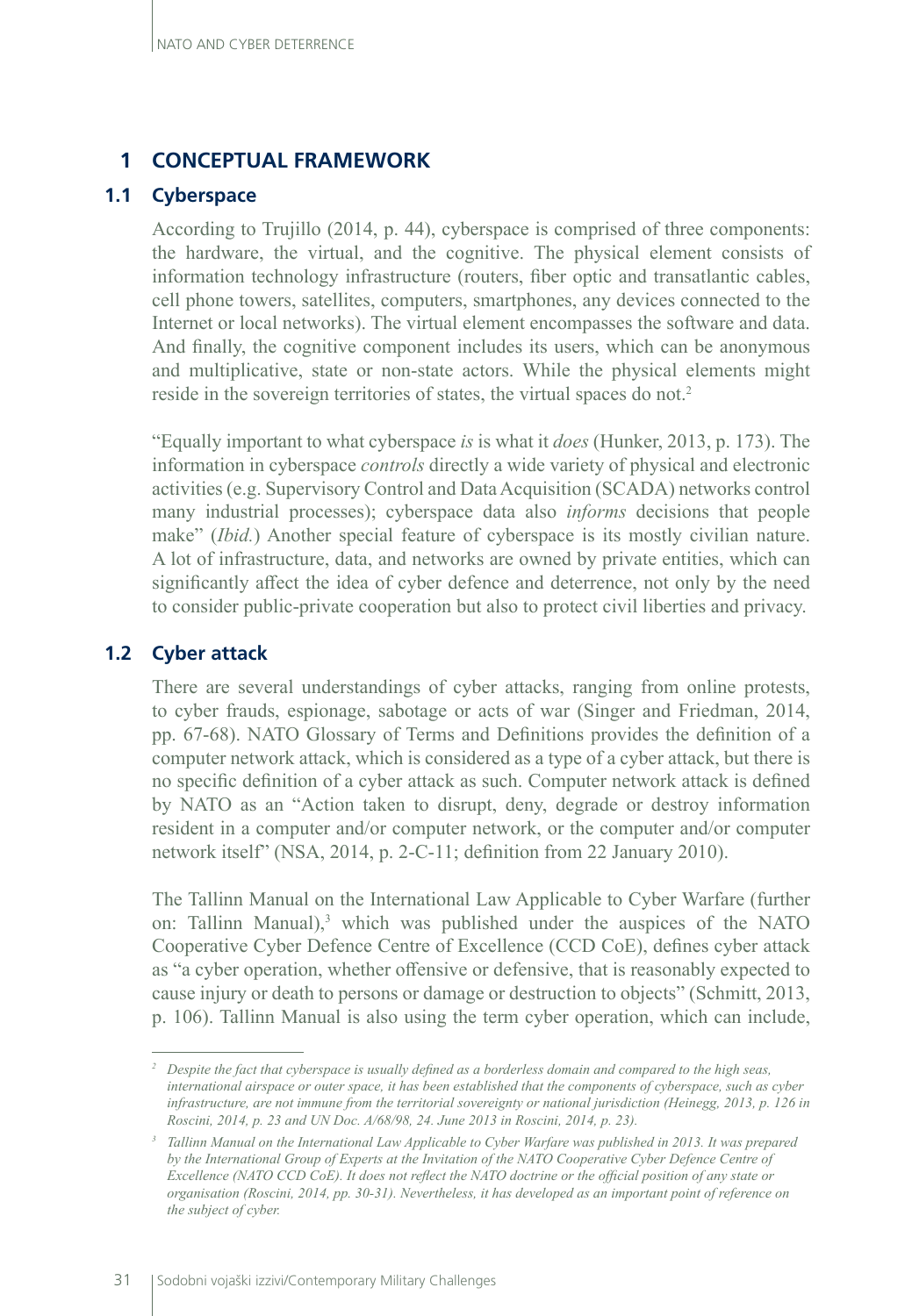# 1 CONCEPTUAL FRAMEWORK

## 1.1 Cyberspace

According to Trujillo (2014, p. 44), cyberspace is comprised of three components: the hardware, the virtual, and the cognitive. The physical element consists of information technology infrastructure (routers, fiber optic and transatlantic cables, cell phone towers, satellites, computers, smartphones, any devices connected to the Internet or local networks). The virtual element encompasses the software and data. And finally, the cognitive component includes its users, which can be anonymous and multiplicative, state or non-state actors. While the physical elements might reside in the sovereign territories of states, the virtual spaces do not.[2]

"Equally important to what cyberspace *is* is what it *does* (Hunker, 2013, p. 173). The information in cyberspace *controls* directly a wide variety of physical and electronic activities (e.g. Supervisory Control and Data Acquisition (SCADA) networks control many industrial processes); cyberspace data also *informs* decisions that people make" (*Ibid.*) Another special feature of cyberspace is its mostly civilian nature. A lot of infrastructure, data, and networks are owned by private entities, which can significantly affect the idea of cyber defence and deterrence, not only by the need to consider public-private cooperation but also to protect civil liberties and privacy.

## 1.2 Cyber attack

There are several understandings of cyber attacks, ranging from online protests, to cyber frauds, espionage, sabotage or acts of war (Singer and Friedman, 2014, pp. 67-68). NATO Glossary of Terms and Definitions provides the definition of a computer network attack, which is considered as a type of a cyber attack, but there is no specific definition of a cyber attack as such. Computer network attack is defined by NATO as an "Action taken to disrupt, deny, degrade or destroy information resident in a computer and/or computer network, or the computer and/or computer network itself" (NSA, 2014, p. 2-C-11; definition from 22 January 2010).

The Tallinn Manual on the International Law Applicable to Cyber Warfare (further on: Tallinn Manual),[3] which was published under the auspices of the NATO Cooperative Cyber Defence Centre of Excellence (CCD CoE), defines cyber attack as "a cyber operation, whether offensive or defensive, that is reasonably expected to cause injury or death to persons or damage or destruction to objects" (Schmitt, 2013, p. 106). Tallinn Manual is also using the term cyber operation, which can include,

---

[2] *Despite the fact that cyberspace is usually defined as a borderless domain and compared to the high seas, international airspace or outer space, it has been established that the components of cyberspace, such as cyber infrastructure, are not immune from the territorial sovereignty or national jurisdiction (Heinegg, 2013, p. 126 in Roscini, 2014, p. 23 and UN Doc. A/68/98, 24. June 2013 in Roscini, 2014, p. 23).*

[3] *Tallinn Manual on the International Law Applicable to Cyber Warfare was published in 2013. It was prepared by the International Group of Experts at the Invitation of the NATO Cooperative Cyber Defence Centre of Excellence (NATO CCD CoE). It does not reflect the NATO doctrine or the official position of any state or organisation (Roscini, 2014, pp. 30-31). Nevertheless, it has developed as an important point of reference on the subject of cyber.*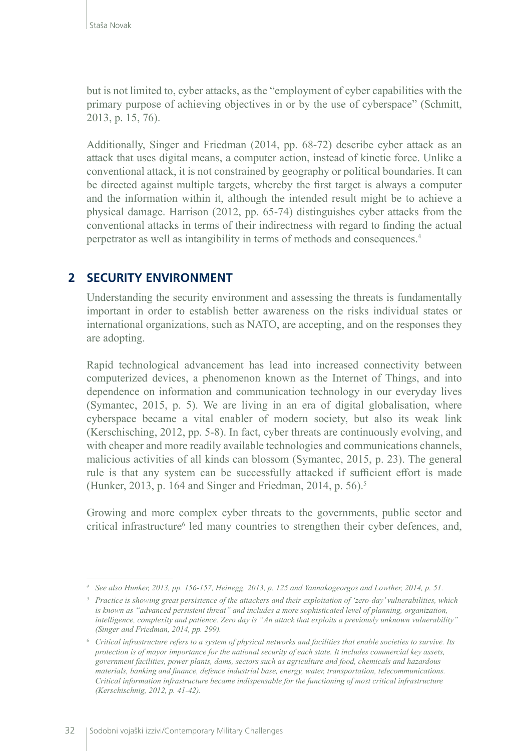but is not limited to, cyber attacks, as the "employment of cyber capabilities with the primary purpose of achieving objectives in or by the use of cyberspace" (Schmitt, 2013, p. 15, 76).

Additionally, Singer and Friedman (2014, pp. 68-72) describe cyber attack as an attack that uses digital means, a computer action, instead of kinetic force. Unlike a conventional attack, it is not constrained by geography or political boundaries. It can be directed against multiple targets, whereby the first target is always a computer and the information within it, although the intended result might be to achieve a physical damage. Harrison (2012, pp. 65-74) distinguishes cyber attacks from the conventional attacks in terms of their indirectness with regard to finding the actual perpetrator as well as intangibility in terms of methods and consequences.[4]

## 2 SECURITY ENVIRONMENT

Understanding the security environment and assessing the threats is fundamentally important in order to establish better awareness on the risks individual states or international organizations, such as NATO, are accepting, and on the responses they are adopting.

Rapid technological advancement has lead into increased connectivity between computerized devices, a phenomenon known as the Internet of Things, and into dependence on information and communication technology in our everyday lives (Symantec, 2015, p. 5). We are living in an era of digital globalisation, where cyberspace became a vital enabler of modern society, but also its weak link (Kerschisching, 2012, pp. 5-8). In fact, cyber threats are continuously evolving, and with cheaper and more readily available technologies and communications channels, malicious activities of all kinds can blossom (Symantec, 2015, p. 23). The general rule is that any system can be successfully attacked if sufficient effort is made (Hunker, 2013, p. 164 and Singer and Friedman, 2014, p. 56).[5]

Growing and more complex cyber threats to the governments, public sector and critical infrastructure[6] led many countries to strengthen their cyber defences, and,

---

[4] *See also Hunker, 2013, pp. 156-157, Heinegg, 2013, p. 125 and Yannakogeorgos and Lowther, 2014, p. 51.*

[5] *Practice is showing great persistence of the attackers and their exploitation of 'zero-day' vulnerabilities, which is known as "advanced persistent threat" and includes a more sophisticated level of planning, organization, intelligence, complexity and patience. Zero day is "An attack that exploits a previously unknown vulnerability" (Singer and Friedman, 2014, pp. 299).*

[6] *Critical infrastructure refers to a system of physical networks and facilities that enable societies to survive. Its protection is of mayor importance for the national security of each state. It includes commercial key assets, government facilities, power plants, dams, sectors such as agriculture and food, chemicals and hazardous materials, banking and finance, defence industrial base, energy, water, transportation, telecommunications. Critical information infrastructure became indispensable for the functioning of most critical infrastructure (Kerschischnig, 2012, p. 41-42).*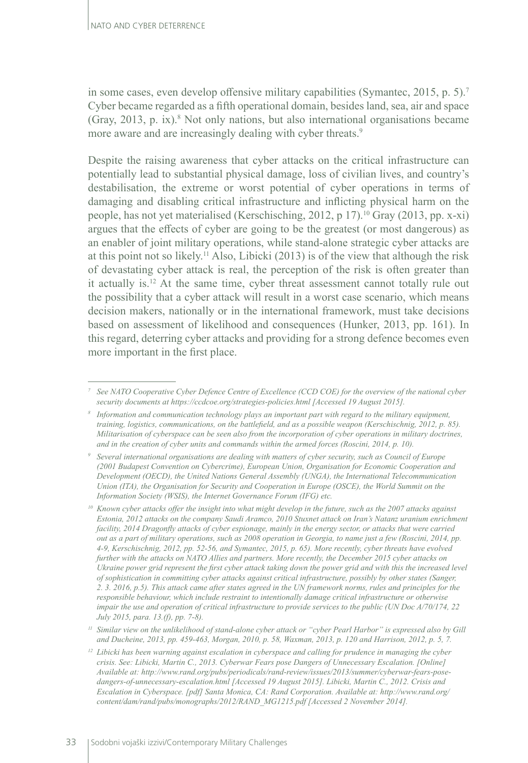in some cases, even develop offensive military capabilities (Symantec, 2015, p. 5).[7] Cyber became regarded as a fifth operational domain, besides land, sea, air and space (Gray, 2013, p. ix).[8] Not only nations, but also international organisations became more aware and are increasingly dealing with cyber threats.[9]

Despite the raising awareness that cyber attacks on the critical infrastructure can potentially lead to substantial physical damage, loss of civilian lives, and country's destabilisation, the extreme or worst potential of cyber operations in terms of damaging and disabling critical infrastructure and inflicting physical harm on the people, has not yet materialised (Kerschisching, 2012, p 17).[10] Gray (2013, pp. x-xi) argues that the effects of cyber are going to be the greatest (or most dangerous) as an enabler of joint military operations, while stand-alone strategic cyber attacks are at this point not so likely.[11] Also, Libicki (2013) is of the view that although the risk of devastating cyber attack is real, the perception of the risk is often greater than it actually is.[12] At the same time, cyber threat assessment cannot totally rule out the possibility that a cyber attack will result in a worst case scenario, which means decision makers, nationally or in the international framework, must take decisions based on assessment of likelihood and consequences (Hunker, 2013, pp. 161). In this regard, deterring cyber attacks and providing for a strong defence becomes even more important in the first place.

---

*[7] See NATO Cooperative Cyber Defence Centre of Excellence (CCD COE) for the overview of the national cyber security documents at https://ccdcoe.org/strategies-policies.html [Accessed 19 August 2015].*

*[8] Information and communication technology plays an important part with regard to the military equipment, training, logistics, communications, on the battlefield, and as a possible weapon (Kerschischnig, 2012, p. 85). Militarisation of cyberspace can be seen also from the incorporation of cyber operations in military doctrines, and in the creation of cyber units and commands within the armed forces (Roscini, 2014, p. 10).*

*[9] Several international organisations are dealing with matters of cyber security, such as Council of Europe (2001 Budapest Convention on Cybercrime), European Union, Organisation for Economic Cooperation and Development (OECD), the United Nations General Assembly (UNGA), the International Telecommunication Union (ITA), the Organisation for Security and Cooperation in Europe (OSCE), the World Summit on the Information Society (WSIS), the Internet Governance Forum (IFG) etc.*

*[10] Known cyber attacks offer the insight into what might develop in the future, such as the 2007 attacks against Estonia, 2012 attacks on the company Saudi Aramco, 2010 Stuxnet attack on Iran's Natanz uranium enrichment facility, 2014 Dragonfly attacks of cyber espionage, mainly in the energy sector, or attacks that were carried out as a part of military operations, such as 2008 operation in Georgia, to name just a few (Roscini, 2014, pp. 4-9, Kerschischnig, 2012, pp. 52-56, and Symantec, 2015, p. 65). More recently, cyber threats have evolved further with the attacks on NATO Allies and partners. More recently, the December 2015 cyber attacks on Ukraine power grid represent the first cyber attack taking down the power grid and with this the increased level of sophistication in committing cyber attacks against critical infrastructure, possibly by other states (Sanger, 2. 3. 2016, p.5). This attack came after states agreed in the UN framework norms, rules and principles for the responsible behaviour, which include restraint to intentionally damage critical infrastructure or otherwise impair the use and operation of critical infrastructure to provide services to the public (UN Doc A/70/174, 22 July 2015, para. 13.(f), pp. 7-8).*

*[11] Similar view on the unlikelihood of stand-alone cyber attack or "cyber Pearl Harbor" is expressed also by Gill and Ducheine, 2013, pp. 459-463, Morgan, 2010, p. 58, Waxman, 2013, p. 120 and Harrison, 2012, p. 5, 7.*

*[12] Libicki has been warning against escalation in cyberspace and calling for prudence in managing the cyber crisis. See: Libicki, Martin C., 2013. Cyberwar Fears pose Dangers of Unnecessary Escalation. [Online] Available at: http://www.rand.org/pubs/periodicals/rand-review/issues/2013/summer/cyberwar-fears-pose-dangers-of-unnecessary-escalation.html [Accessed 19 August 2015]. Libicki, Martin C., 2012. Crisis and Escalation in Cyberspace. [pdf] Santa Monica, CA: Rand Corporation. Available at: http://www.rand.org/content/dam/rand/pubs/monographs/2012/RAND_MG1215.pdf [Accessed 2 November 2014].*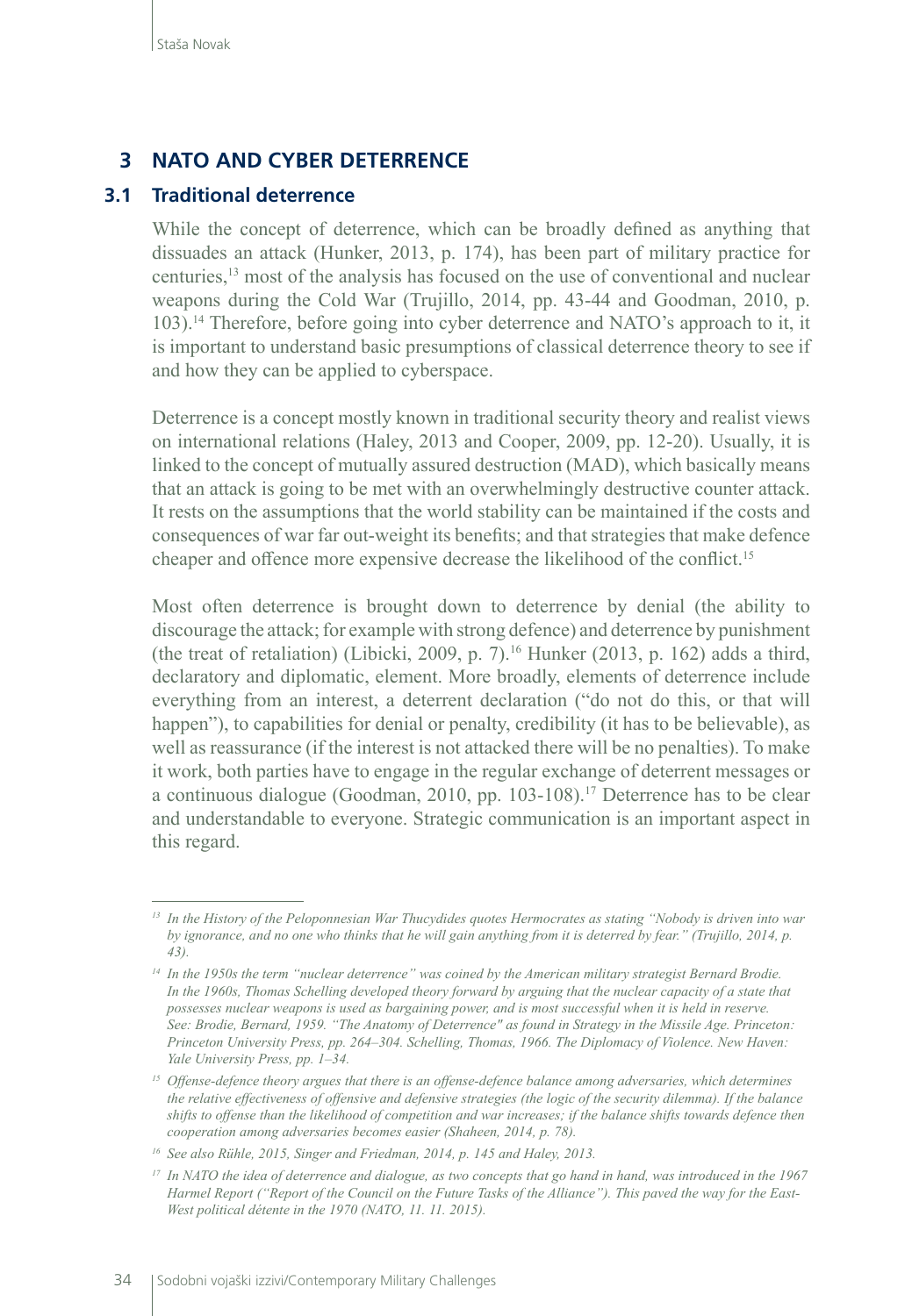## 3 NATO AND CYBER DETERRENCE

### 3.1 Traditional deterrence

While the concept of deterrence, which can be broadly defined as anything that dissuades an attack (Hunker, 2013, p. 174), has been part of military practice for centuries,[13] most of the analysis has focused on the use of conventional and nuclear weapons during the Cold War (Trujillo, 2014, pp. 43-44 and Goodman, 2010, p. 103).[14] Therefore, before going into cyber deterrence and NATO's approach to it, it is important to understand basic presumptions of classical deterrence theory to see if and how they can be applied to cyberspace.

Deterrence is a concept mostly known in traditional security theory and realist views on international relations (Haley, 2013 and Cooper, 2009, pp. 12-20). Usually, it is linked to the concept of mutually assured destruction (MAD), which basically means that an attack is going to be met with an overwhelmingly destructive counter attack. It rests on the assumptions that the world stability can be maintained if the costs and consequences of war far out-weight its benefits; and that strategies that make defence cheaper and offence more expensive decrease the likelihood of the conflict.[15]

Most often deterrence is brought down to deterrence by denial (the ability to discourage the attack; for example with strong defence) and deterrence by punishment (the treat of retaliation) (Libicki, 2009, p. 7).[16] Hunker (2013, p. 162) adds a third, declaratory and diplomatic, element. More broadly, elements of deterrence include everything from an interest, a deterrent declaration ("do not do this, or that will happen"), to capabilities for denial or penalty, credibility (it has to be believable), as well as reassurance (if the interest is not attacked there will be no penalties). To make it work, both parties have to engage in the regular exchange of deterrent messages or a continuous dialogue (Goodman, 2010, pp. 103-108).[17] Deterrence has to be clear and understandable to everyone. Strategic communication is an important aspect in this regard.

---

[13] *In the History of the Peloponnesian War Thucydides quotes Hermocrates as stating "Nobody is driven into war by ignorance, and no one who thinks that he will gain anything from it is deterred by fear." (Trujillo, 2014, p. 43).*

[14] *In the 1950s the term "nuclear deterrence" was coined by the American military strategist Bernard Brodie. In the 1960s, Thomas Schelling developed theory forward by arguing that the nuclear capacity of a state that possesses nuclear weapons is used as bargaining power, and is most successful when it is held in reserve. See: Brodie, Bernard, 1959. "The Anatomy of Deterrence" as found in Strategy in the Missile Age. Princeton: Princeton University Press, pp. 264–304. Schelling, Thomas, 1966. The Diplomacy of Violence. New Haven: Yale University Press, pp. 1–34.*

[15] *Offense-defence theory argues that there is an offense-defence balance among adversaries, which determines the relative effectiveness of offensive and defensive strategies (the logic of the security dilemma). If the balance shifts to offense than the likelihood of competition and war increases; if the balance shifts towards defence then cooperation among adversaries becomes easier (Shaheen, 2014, p. 78).*

[16] *See also Rühle, 2015, Singer and Friedman, 2014, p. 145 and Haley, 2013.*

[17] *In NATO the idea of deterrence and dialogue, as two concepts that go hand in hand, was introduced in the 1967 Harmel Report ("Report of the Council on the Future Tasks of the Alliance"). This paved the way for the East-West political détente in the 1970 (NATO, 11. 11. 2015).*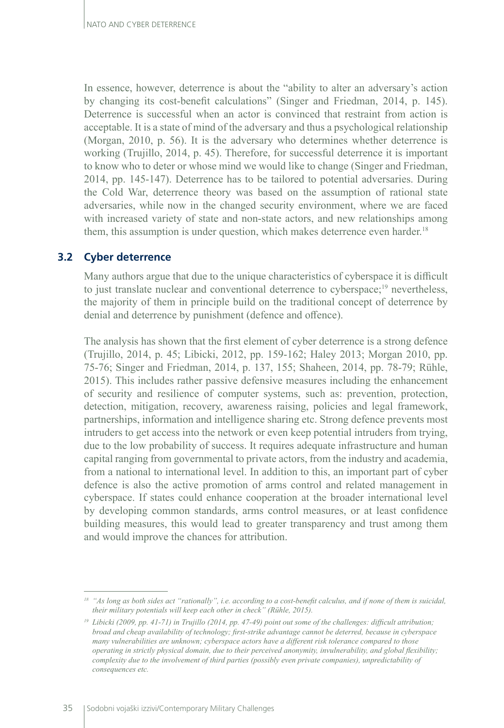In essence, however, deterrence is about the "ability to alter an adversary's action by changing its cost-benefit calculations" (Singer and Friedman, 2014, p. 145). Deterrence is successful when an actor is convinced that restraint from action is acceptable. It is a state of mind of the adversary and thus a psychological relationship (Morgan, 2010, p. 56). It is the adversary who determines whether deterrence is working (Trujillo, 2014, p. 45). Therefore, for successful deterrence it is important to know who to deter or whose mind we would like to change (Singer and Friedman, 2014, pp. 145-147). Deterrence has to be tailored to potential adversaries. During the Cold War, deterrence theory was based on the assumption of rational state adversaries, while now in the changed security environment, where we are faced with increased variety of state and non-state actors, and new relationships among them, this assumption is under question, which makes deterrence even harder.[18]

## 3.2 Cyber deterrence

Many authors argue that due to the unique characteristics of cyberspace it is difficult to just translate nuclear and conventional deterrence to cyberspace;[19] nevertheless, the majority of them in principle build on the traditional concept of deterrence by denial and deterrence by punishment (defence and offence).

The analysis has shown that the first element of cyber deterrence is a strong defence (Trujillo, 2014, p. 45; Libicki, 2012, pp. 159-162; Haley 2013; Morgan 2010, pp. 75-76; Singer and Friedman, 2014, p. 137, 155; Shaheen, 2014, pp. 78-79; Rühle, 2015). This includes rather passive defensive measures including the enhancement of security and resilience of computer systems, such as: prevention, protection, detection, mitigation, recovery, awareness raising, policies and legal framework, partnerships, information and intelligence sharing etc. Strong defence prevents most intruders to get access into the network or even keep potential intruders from trying, due to the low probability of success. It requires adequate infrastructure and human capital ranging from governmental to private actors, from the industry and academia, from a national to international level. In addition to this, an important part of cyber defence is also the active promotion of arms control and related management in cyberspace. If states could enhance cooperation at the broader international level by developing common standards, arms control measures, or at least confidence building measures, this would lead to greater transparency and trust among them and would improve the chances for attribution.

---

[18] *"As long as both sides act "rationally", i.e. according to a cost-benefit calculus, and if none of them is suicidal, their military potentials will keep each other in check" (Rühle, 2015).*

[19] *Libicki (2009, pp. 41-71) in Trujillo (2014, pp. 47-49) point out some of the challenges: difficult attribution; broad and cheap availability of technology; first-strike advantage cannot be deterred, because in cyberspace many vulnerabilities are unknown; cyberspace actors have a different risk tolerance compared to those operating in strictly physical domain, due to their perceived anonymity, invulnerability, and global flexibility; complexity due to the involvement of third parties (possibly even private companies), unpredictability of consequences etc.*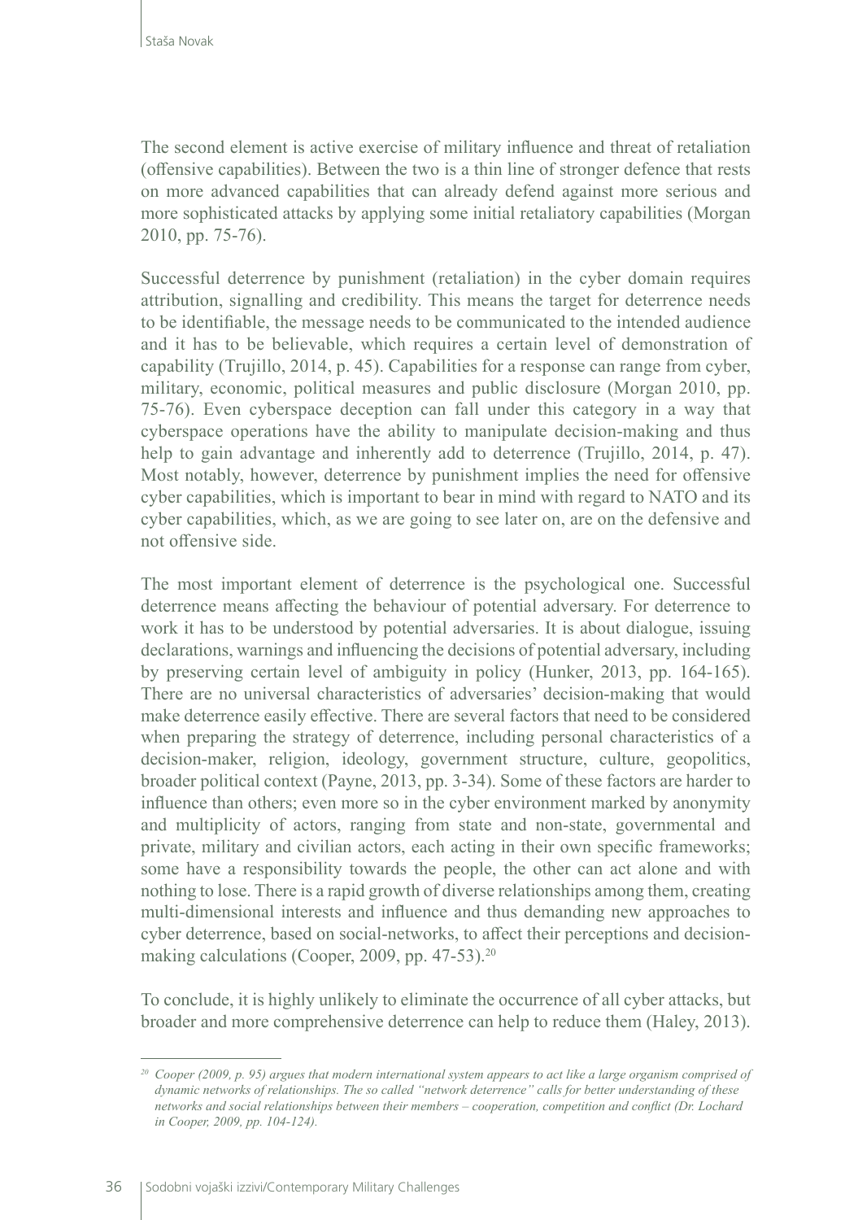The second element is active exercise of military influence and threat of retaliation (offensive capabilities). Between the two is a thin line of stronger defence that rests on more advanced capabilities that can already defend against more serious and more sophisticated attacks by applying some initial retaliatory capabilities (Morgan 2010, pp. 75-76).

Successful deterrence by punishment (retaliation) in the cyber domain requires attribution, signalling and credibility. This means the target for deterrence needs to be identifiable, the message needs to be communicated to the intended audience and it has to be believable, which requires a certain level of demonstration of capability (Trujillo, 2014, p. 45). Capabilities for a response can range from cyber, military, economic, political measures and public disclosure (Morgan 2010, pp. 75-76). Even cyberspace deception can fall under this category in a way that cyberspace operations have the ability to manipulate decision-making and thus help to gain advantage and inherently add to deterrence (Trujillo, 2014, p. 47). Most notably, however, deterrence by punishment implies the need for offensive cyber capabilities, which is important to bear in mind with regard to NATO and its cyber capabilities, which, as we are going to see later on, are on the defensive and not offensive side.

The most important element of deterrence is the psychological one. Successful deterrence means affecting the behaviour of potential adversary. For deterrence to work it has to be understood by potential adversaries. It is about dialogue, issuing declarations, warnings and influencing the decisions of potential adversary, including by preserving certain level of ambiguity in policy (Hunker, 2013, pp. 164-165). There are no universal characteristics of adversaries' decision-making that would make deterrence easily effective. There are several factors that need to be considered when preparing the strategy of deterrence, including personal characteristics of a decision-maker, religion, ideology, government structure, culture, geopolitics, broader political context (Payne, 2013, pp. 3-34). Some of these factors are harder to influence than others; even more so in the cyber environment marked by anonymity and multiplicity of actors, ranging from state and non-state, governmental and private, military and civilian actors, each acting in their own specific frameworks; some have a responsibility towards the people, the other can act alone and with nothing to lose. There is a rapid growth of diverse relationships among them, creating multi-dimensional interests and influence and thus demanding new approaches to cyber deterrence, based on social-networks, to affect their perceptions and decision-making calculations (Cooper, 2009, pp. 47-53).[20]

To conclude, it is highly unlikely to eliminate the occurrence of all cyber attacks, but broader and more comprehensive deterrence can help to reduce them (Haley, 2013).

---

[20] *Cooper (2009, p. 95) argues that modern international system appears to act like a large organism comprised of dynamic networks of relationships. The so called "network deterrence" calls for better understanding of these networks and social relationships between their members – cooperation, competition and conflict (Dr. Lochard in Cooper, 2009, pp. 104-124).*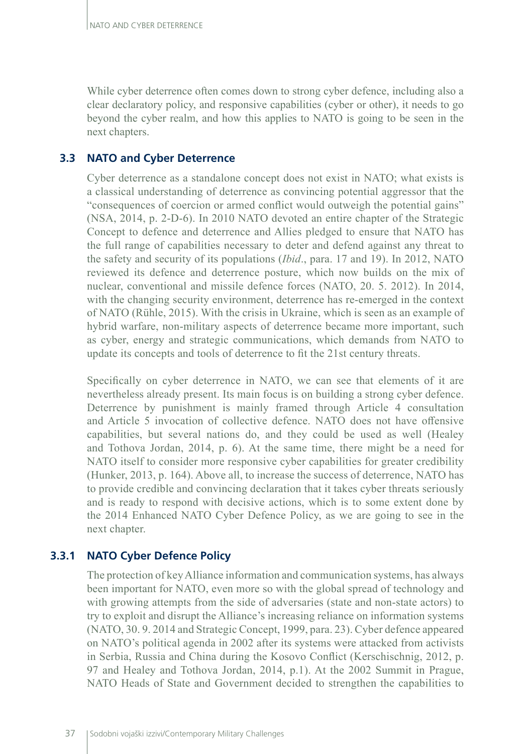While cyber deterrence often comes down to strong cyber defence, including also a clear declaratory policy, and responsive capabilities (cyber or other), it needs to go beyond the cyber realm, and how this applies to NATO is going to be seen in the next chapters.

## 3.3 NATO and Cyber Deterrence

Cyber deterrence as a standalone concept does not exist in NATO; what exists is a classical understanding of deterrence as convincing potential aggressor that the "consequences of coercion or armed conflict would outweigh the potential gains" (NSA, 2014, p. 2-D-6). In 2010 NATO devoted an entire chapter of the Strategic Concept to defence and deterrence and Allies pledged to ensure that NATO has the full range of capabilities necessary to deter and defend against any threat to the safety and security of its populations (*Ibid*., para. 17 and 19). In 2012, NATO reviewed its defence and deterrence posture, which now builds on the mix of nuclear, conventional and missile defence forces (NATO, 20. 5. 2012). In 2014, with the changing security environment, deterrence has re-emerged in the context of NATO (Rühle, 2015). With the crisis in Ukraine, which is seen as an example of hybrid warfare, non-military aspects of deterrence became more important, such as cyber, energy and strategic communications, which demands from NATO to update its concepts and tools of deterrence to fit the 21st century threats.

Specifically on cyber deterrence in NATO, we can see that elements of it are nevertheless already present. Its main focus is on building a strong cyber defence. Deterrence by punishment is mainly framed through Article 4 consultation and Article 5 invocation of collective defence. NATO does not have offensive capabilities, but several nations do, and they could be used as well (Healey and Tothova Jordan, 2014, p. 6). At the same time, there might be a need for NATO itself to consider more responsive cyber capabilities for greater credibility (Hunker, 2013, p. 164). Above all, to increase the success of deterrence, NATO has to provide credible and convincing declaration that it takes cyber threats seriously and is ready to respond with decisive actions, which is to some extent done by the 2014 Enhanced NATO Cyber Defence Policy, as we are going to see in the next chapter.

### 3.3.1 NATO Cyber Defence Policy

The protection of key Alliance information and communication systems, has always been important for NATO, even more so with the global spread of technology and with growing attempts from the side of adversaries (state and non-state actors) to try to exploit and disrupt the Alliance's increasing reliance on information systems (NATO, 30. 9. 2014 and Strategic Concept, 1999, para. 23). Cyber defence appeared on NATO's political agenda in 2002 after its systems were attacked from activists in Serbia, Russia and China during the Kosovo Conflict (Kerschischnig, 2012, p. 97 and Healey and Tothova Jordan, 2014, p.1). At the 2002 Summit in Prague, NATO Heads of State and Government decided to strengthen the capabilities to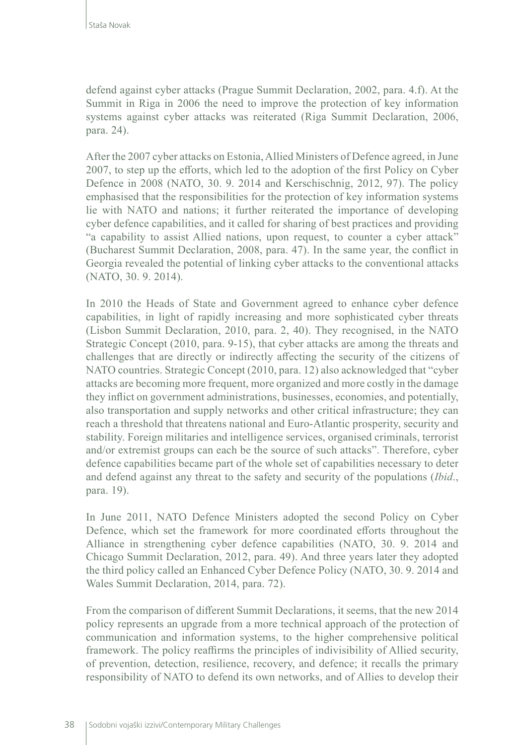defend against cyber attacks (Prague Summit Declaration, 2002, para. 4.f). At the Summit in Riga in 2006 the need to improve the protection of key information systems against cyber attacks was reiterated (Riga Summit Declaration, 2006, para. 24).

After the 2007 cyber attacks on Estonia, Allied Ministers of Defence agreed, in June 2007, to step up the efforts, which led to the adoption of the first Policy on Cyber Defence in 2008 (NATO, 30. 9. 2014 and Kerschischnig, 2012, 97). The policy emphasised that the responsibilities for the protection of key information systems lie with NATO and nations; it further reiterated the importance of developing cyber defence capabilities, and it called for sharing of best practices and providing "a capability to assist Allied nations, upon request, to counter a cyber attack" (Bucharest Summit Declaration, 2008, para. 47). In the same year, the conflict in Georgia revealed the potential of linking cyber attacks to the conventional attacks (NATO, 30. 9. 2014).

In 2010 the Heads of State and Government agreed to enhance cyber defence capabilities, in light of rapidly increasing and more sophisticated cyber threats (Lisbon Summit Declaration, 2010, para. 2, 40). They recognised, in the NATO Strategic Concept (2010, para. 9-15), that cyber attacks are among the threats and challenges that are directly or indirectly affecting the security of the citizens of NATO countries. Strategic Concept (2010, para. 12) also acknowledged that "cyber attacks are becoming more frequent, more organized and more costly in the damage they inflict on government administrations, businesses, economies, and potentially, also transportation and supply networks and other critical infrastructure; they can reach a threshold that threatens national and Euro-Atlantic prosperity, security and stability. Foreign militaries and intelligence services, organised criminals, terrorist and/or extremist groups can each be the source of such attacks". Therefore, cyber defence capabilities became part of the whole set of capabilities necessary to deter and defend against any threat to the safety and security of the populations (*Ibid.*, para. 19).

In June 2011, NATO Defence Ministers adopted the second Policy on Cyber Defence, which set the framework for more coordinated efforts throughout the Alliance in strengthening cyber defence capabilities (NATO, 30. 9. 2014 and Chicago Summit Declaration, 2012, para. 49). And three years later they adopted the third policy called an Enhanced Cyber Defence Policy (NATO, 30. 9. 2014 and Wales Summit Declaration, 2014, para. 72).

From the comparison of different Summit Declarations, it seems, that the new 2014 policy represents an upgrade from a more technical approach of the protection of communication and information systems, to the higher comprehensive political framework. The policy reaffirms the principles of indivisibility of Allied security, of prevention, detection, resilience, recovery, and defence; it recalls the primary responsibility of NATO to defend its own networks, and of Allies to develop their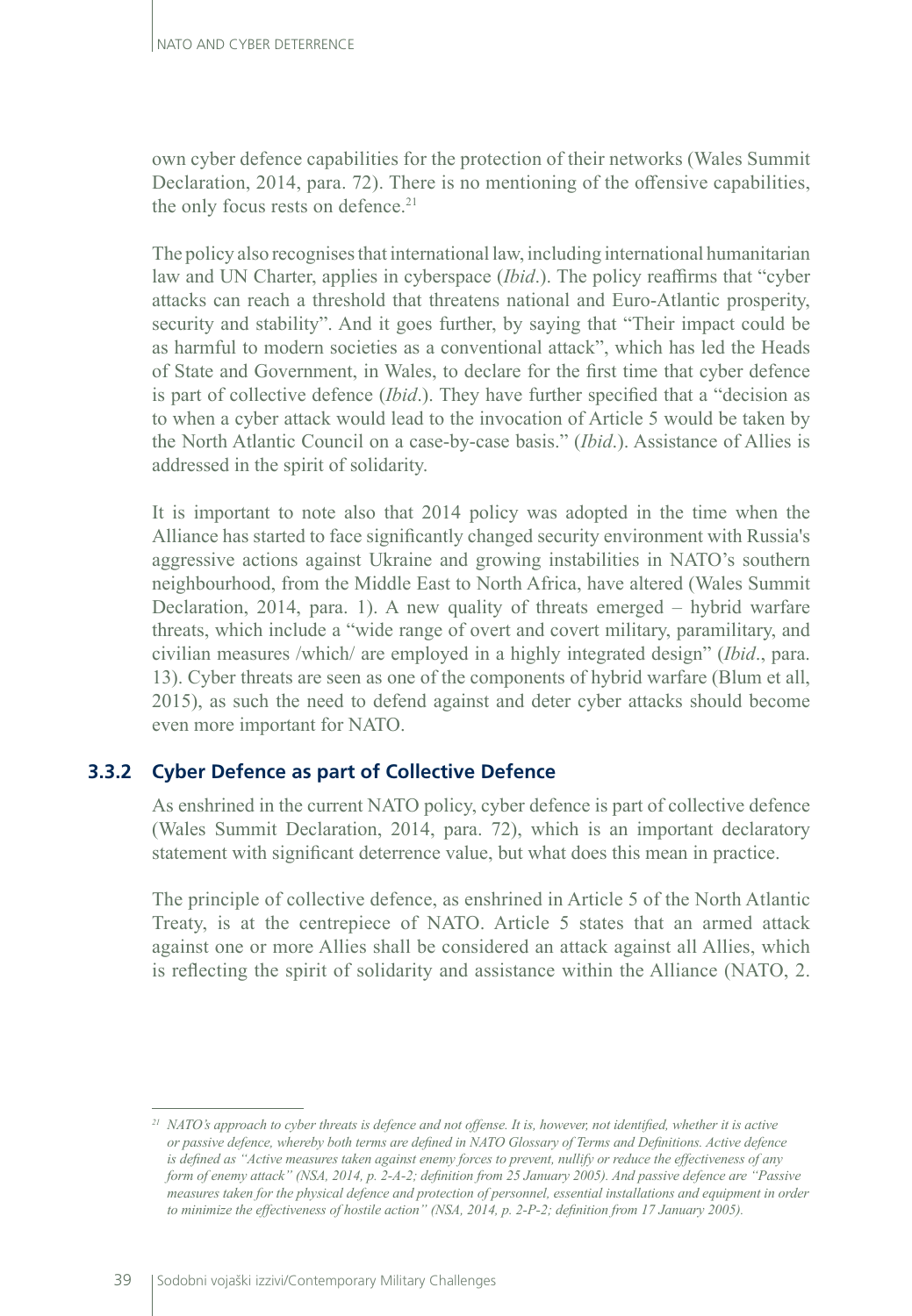own cyber defence capabilities for the protection of their networks (Wales Summit Declaration, 2014, para. 72). There is no mentioning of the offensive capabilities, the only focus rests on defence.[21]

The policy also recognises that international law, including international humanitarian law and UN Charter, applies in cyberspace (*Ibid*.). The policy reaffirms that "cyber attacks can reach a threshold that threatens national and Euro-Atlantic prosperity, security and stability". And it goes further, by saying that "Their impact could be as harmful to modern societies as a conventional attack", which has led the Heads of State and Government, in Wales, to declare for the first time that cyber defence is part of collective defence (*Ibid*.). They have further specified that a "decision as to when a cyber attack would lead to the invocation of Article 5 would be taken by the North Atlantic Council on a case-by-case basis." (*Ibid*.). Assistance of Allies is addressed in the spirit of solidarity.

It is important to note also that 2014 policy was adopted in the time when the Alliance has started to face significantly changed security environment with Russia's aggressive actions against Ukraine and growing instabilities in NATO's southern neighbourhood, from the Middle East to North Africa, have altered (Wales Summit Declaration, 2014, para. 1). A new quality of threats emerged – hybrid warfare threats, which include a "wide range of overt and covert military, paramilitary, and civilian measures /which/ are employed in a highly integrated design" (*Ibid*., para. 13). Cyber threats are seen as one of the components of hybrid warfare (Blum et all, 2015), as such the need to defend against and deter cyber attacks should become even more important for NATO.

### 3.3.2 Cyber Defence as part of Collective Defence

As enshrined in the current NATO policy, cyber defence is part of collective defence (Wales Summit Declaration, 2014, para. 72), which is an important declaratory statement with significant deterrence value, but what does this mean in practice.

The principle of collective defence, as enshrined in Article 5 of the North Atlantic Treaty, is at the centrepiece of NATO. Article 5 states that an armed attack against one or more Allies shall be considered an attack against all Allies, which is reflecting the spirit of solidarity and assistance within the Alliance (NATO, 2.

---

[21] *NATO's approach to cyber threats is defence and not offense. It is, however, not identified, whether it is active or passive defence, whereby both terms are defined in NATO Glossary of Terms and Definitions. Active defence is defined as "Active measures taken against enemy forces to prevent, nullify or reduce the effectiveness of any form of enemy attack" (NSA, 2014, p. 2-A-2; definition from 25 January 2005). And passive defence are "Passive measures taken for the physical defence and protection of personnel, essential installations and equipment in order to minimize the effectiveness of hostile action" (NSA, 2014, p. 2-P-2; definition from 17 January 2005).*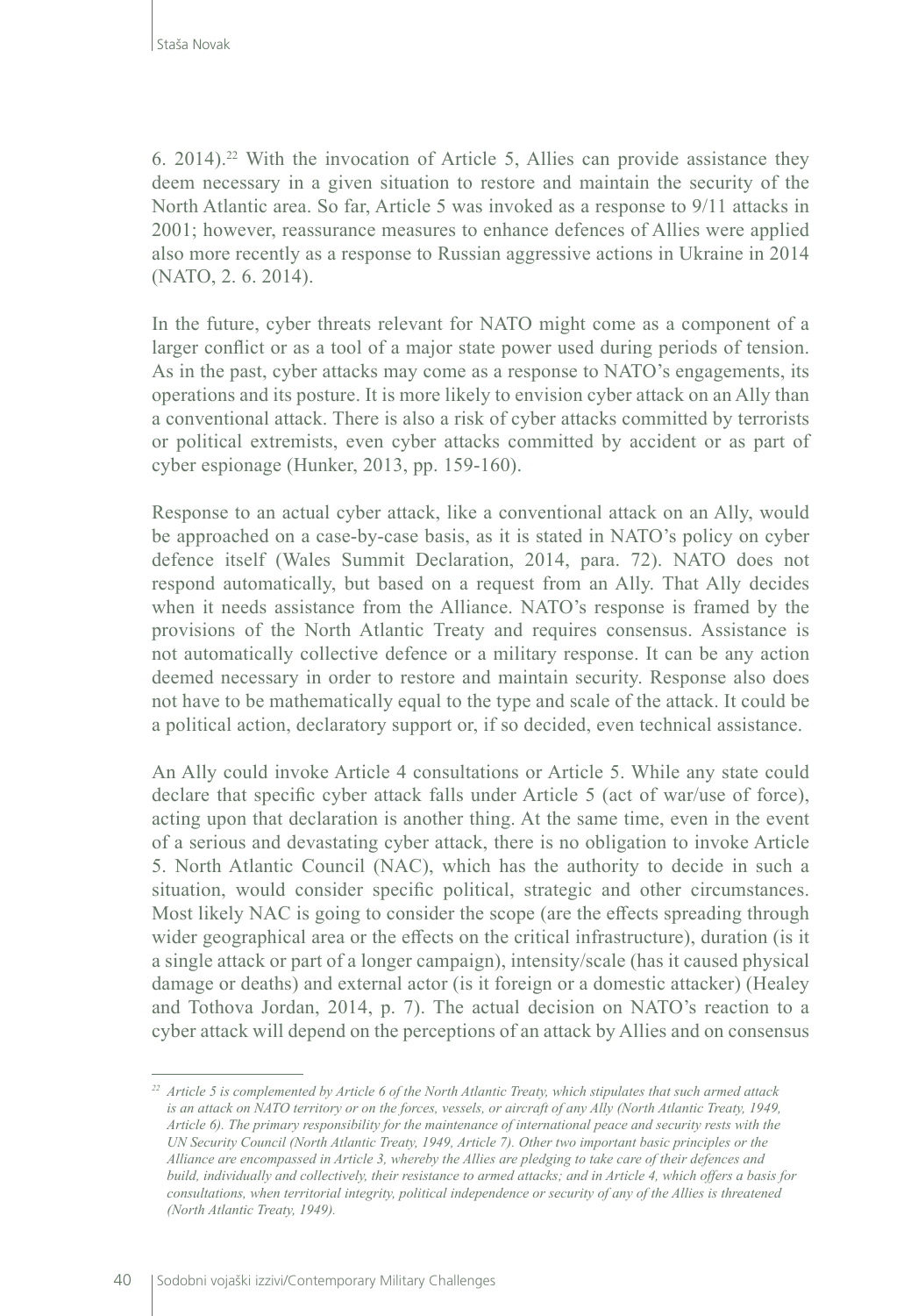6. 2014).[22] With the invocation of Article 5, Allies can provide assistance they deem necessary in a given situation to restore and maintain the security of the North Atlantic area. So far, Article 5 was invoked as a response to 9/11 attacks in 2001; however, reassurance measures to enhance defences of Allies were applied also more recently as a response to Russian aggressive actions in Ukraine in 2014 (NATO, 2. 6. 2014).

In the future, cyber threats relevant for NATO might come as a component of a larger conflict or as a tool of a major state power used during periods of tension. As in the past, cyber attacks may come as a response to NATO's engagements, its operations and its posture. It is more likely to envision cyber attack on an Ally than a conventional attack. There is also a risk of cyber attacks committed by terrorists or political extremists, even cyber attacks committed by accident or as part of cyber espionage (Hunker, 2013, pp. 159-160).

Response to an actual cyber attack, like a conventional attack on an Ally, would be approached on a case-by-case basis, as it is stated in NATO's policy on cyber defence itself (Wales Summit Declaration, 2014, para. 72). NATO does not respond automatically, but based on a request from an Ally. That Ally decides when it needs assistance from the Alliance. NATO's response is framed by the provisions of the North Atlantic Treaty and requires consensus. Assistance is not automatically collective defence or a military response. It can be any action deemed necessary in order to restore and maintain security. Response also does not have to be mathematically equal to the type and scale of the attack. It could be a political action, declaratory support or, if so decided, even technical assistance.

An Ally could invoke Article 4 consultations or Article 5. While any state could declare that specific cyber attack falls under Article 5 (act of war/use of force), acting upon that declaration is another thing. At the same time, even in the event of a serious and devastating cyber attack, there is no obligation to invoke Article 5. North Atlantic Council (NAC), which has the authority to decide in such a situation, would consider specific political, strategic and other circumstances. Most likely NAC is going to consider the scope (are the effects spreading through wider geographical area or the effects on the critical infrastructure), duration (is it a single attack or part of a longer campaign), intensity/scale (has it caused physical damage or deaths) and external actor (is it foreign or a domestic attacker) (Healey and Tothova Jordan, 2014, p. 7). The actual decision on NATO's reaction to a cyber attack will depend on the perceptions of an attack by Allies and on consensus

---

[22] *Article 5 is complemented by Article 6 of the North Atlantic Treaty, which stipulates that such armed attack is an attack on NATO territory or on the forces, vessels, or aircraft of any Ally (North Atlantic Treaty, 1949, Article 6). The primary responsibility for the maintenance of international peace and security rests with the UN Security Council (North Atlantic Treaty, 1949, Article 7). Other two important basic principles or the Alliance are encompassed in Article 3, whereby the Allies are pledging to take care of their defences and build, individually and collectively, their resistance to armed attacks; and in Article 4, which offers a basis for consultations, when territorial integrity, political independence or security of any of the Allies is threatened (North Atlantic Treaty, 1949).*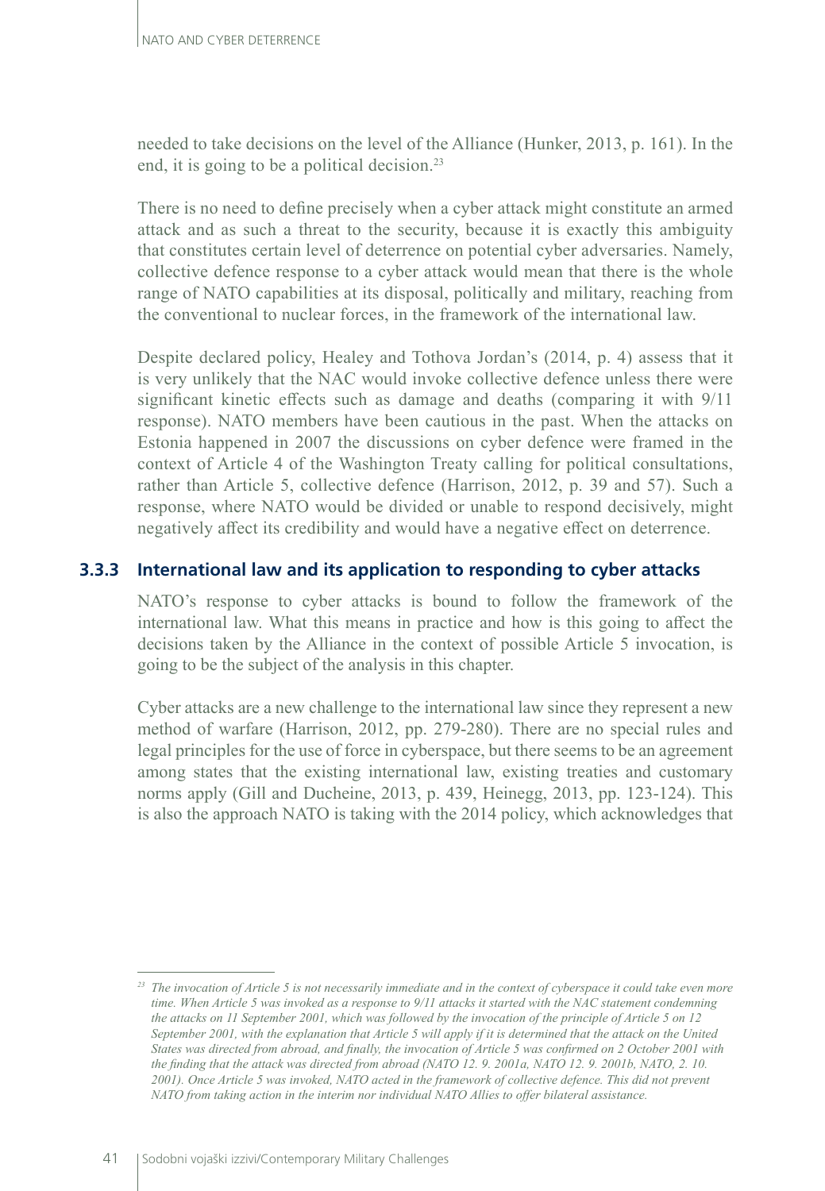needed to take decisions on the level of the Alliance (Hunker, 2013, p. 161). In the end, it is going to be a political decision.[23]

There is no need to define precisely when a cyber attack might constitute an armed attack and as such a threat to the security, because it is exactly this ambiguity that constitutes certain level of deterrence on potential cyber adversaries. Namely, collective defence response to a cyber attack would mean that there is the whole range of NATO capabilities at its disposal, politically and military, reaching from the conventional to nuclear forces, in the framework of the international law.

Despite declared policy, Healey and Tothova Jordan's (2014, p. 4) assess that it is very unlikely that the NAC would invoke collective defence unless there were significant kinetic effects such as damage and deaths (comparing it with 9/11 response). NATO members have been cautious in the past. When the attacks on Estonia happened in 2007 the discussions on cyber defence were framed in the context of Article 4 of the Washington Treaty calling for political consultations, rather than Article 5, collective defence (Harrison, 2012, p. 39 and 57). Such a response, where NATO would be divided or unable to respond decisively, might negatively affect its credibility and would have a negative effect on deterrence.

### 3.3.3 International law and its application to responding to cyber attacks

NATO's response to cyber attacks is bound to follow the framework of the international law. What this means in practice and how is this going to affect the decisions taken by the Alliance in the context of possible Article 5 invocation, is going to be the subject of the analysis in this chapter.

Cyber attacks are a new challenge to the international law since they represent a new method of warfare (Harrison, 2012, pp. 279-280). There are no special rules and legal principles for the use of force in cyberspace, but there seems to be an agreement among states that the existing international law, existing treaties and customary norms apply (Gill and Ducheine, 2013, p. 439, Heinegg, 2013, pp. 123-124). This is also the approach NATO is taking with the 2014 policy, which acknowledges that

[23] *The invocation of Article 5 is not necessarily immediate and in the context of cyberspace it could take even more time. When Article 5 was invoked as a response to 9/11 attacks it started with the NAC statement condemning the attacks on 11 September 2001, which was followed by the invocation of the principle of Article 5 on 12 September 2001, with the explanation that Article 5 will apply if it is determined that the attack on the United States was directed from abroad, and finally, the invocation of Article 5 was confirmed on 2 October 2001 with the finding that the attack was directed from abroad (NATO 12. 9. 2001a, NATO 12. 9. 2001b, NATO, 2. 10. 2001). Once Article 5 was invoked, NATO acted in the framework of collective defence. This did not prevent NATO from taking action in the interim nor individual NATO Allies to offer bilateral assistance.*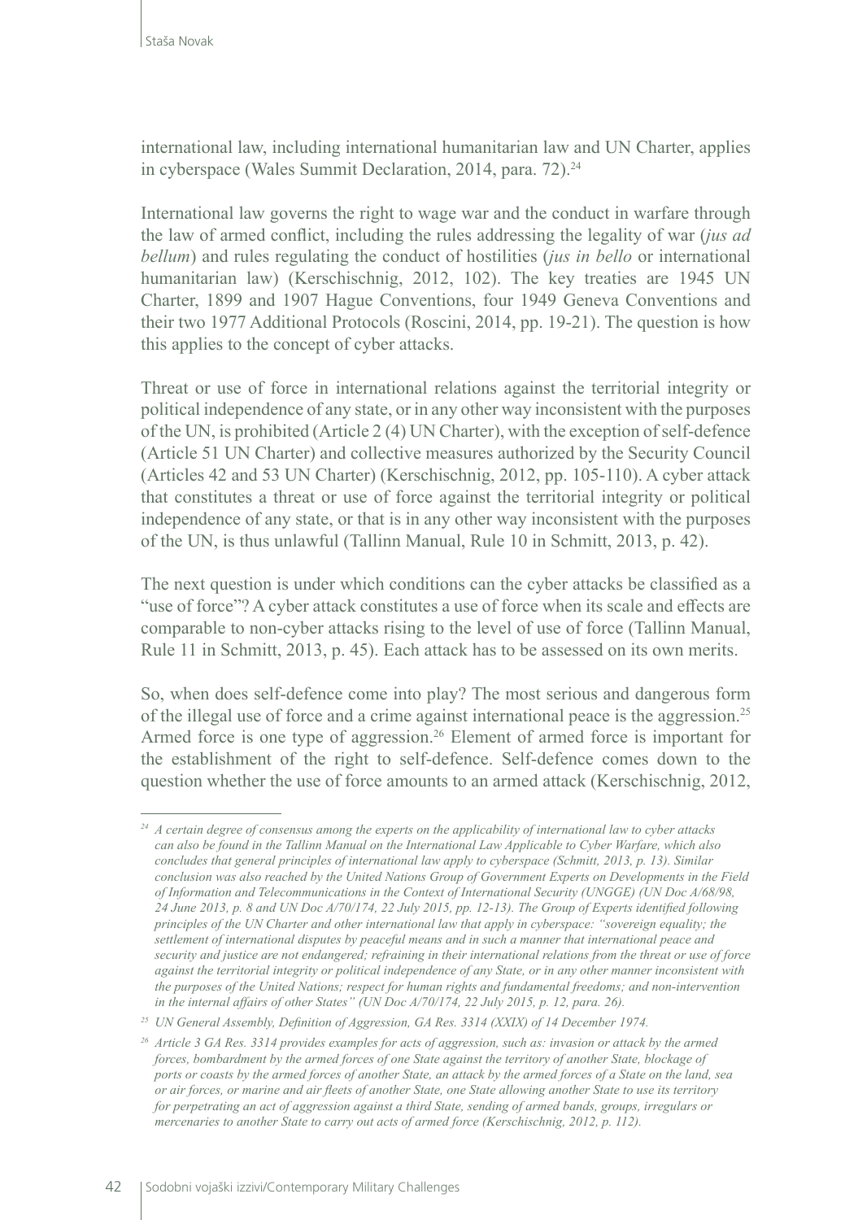international law, including international humanitarian law and UN Charter, applies in cyberspace (Wales Summit Declaration, 2014, para. 72).[24]

International law governs the right to wage war and the conduct in warfare through the law of armed conflict, including the rules addressing the legality of war (*jus ad bellum*) and rules regulating the conduct of hostilities (*jus in bello* or international humanitarian law) (Kerschischnig, 2012, 102). The key treaties are 1945 UN Charter, 1899 and 1907 Hague Conventions, four 1949 Geneva Conventions and their two 1977 Additional Protocols (Roscini, 2014, pp. 19-21). The question is how this applies to the concept of cyber attacks.

Threat or use of force in international relations against the territorial integrity or political independence of any state, or in any other way inconsistent with the purposes of the UN, is prohibited (Article 2 (4) UN Charter), with the exception of self-defence (Article 51 UN Charter) and collective measures authorized by the Security Council (Articles 42 and 53 UN Charter) (Kerschischnig, 2012, pp. 105-110). A cyber attack that constitutes a threat or use of force against the territorial integrity or political independence of any state, or that is in any other way inconsistent with the purposes of the UN, is thus unlawful (Tallinn Manual, Rule 10 in Schmitt, 2013, p. 42).

The next question is under which conditions can the cyber attacks be classified as a "use of force"? A cyber attack constitutes a use of force when its scale and effects are comparable to non-cyber attacks rising to the level of use of force (Tallinn Manual, Rule 11 in Schmitt, 2013, p. 45). Each attack has to be assessed on its own merits.

So, when does self-defence come into play? The most serious and dangerous form of the illegal use of force and a crime against international peace is the aggression.[25] Armed force is one type of aggression.[26] Element of armed force is important for the establishment of the right to self-defence. Self-defence comes down to the question whether the use of force amounts to an armed attack (Kerschischnig, 2012,

---

*[24] A certain degree of consensus among the experts on the applicability of international law to cyber attacks can also be found in the Tallinn Manual on the International Law Applicable to Cyber Warfare, which also concludes that general principles of international law apply to cyberspace (Schmitt, 2013, p. 13). Similar conclusion was also reached by the United Nations Group of Government Experts on Developments in the Field of Information and Telecommunications in the Context of International Security (UNGGE) (UN Doc A/68/98, 24 June 2013, p. 8 and UN Doc A/70/174, 22 July 2015, pp. 12-13). The Group of Experts identified following principles of the UN Charter and other international law that apply in cyberspace: "sovereign equality; the settlement of international disputes by peaceful means and in such a manner that international peace and security and justice are not endangered; refraining in their international relations from the threat or use of force against the territorial integrity or political independence of any State, or in any other manner inconsistent with the purposes of the United Nations; respect for human rights and fundamental freedoms; and non-intervention in the internal affairs of other States" (UN Doc A/70/174, 22 July 2015, p. 12, para. 26).*

*[25] UN General Assembly, Definition of Aggression, GA Res. 3314 (XXIX) of 14 December 1974.*

*[26] Article 3 GA Res. 3314 provides examples for acts of aggression, such as: invasion or attack by the armed forces, bombardment by the armed forces of one State against the territory of another State, blockage of ports or coasts by the armed forces of another State, an attack by the armed forces of a State on the land, sea or air forces, or marine and air fleets of another State, one State allowing another State to use its territory for perpetrating an act of aggression against a third State, sending of armed bands, groups, irregulars or mercenaries to another State to carry out acts of armed force (Kerschischnig, 2012, p. 112).*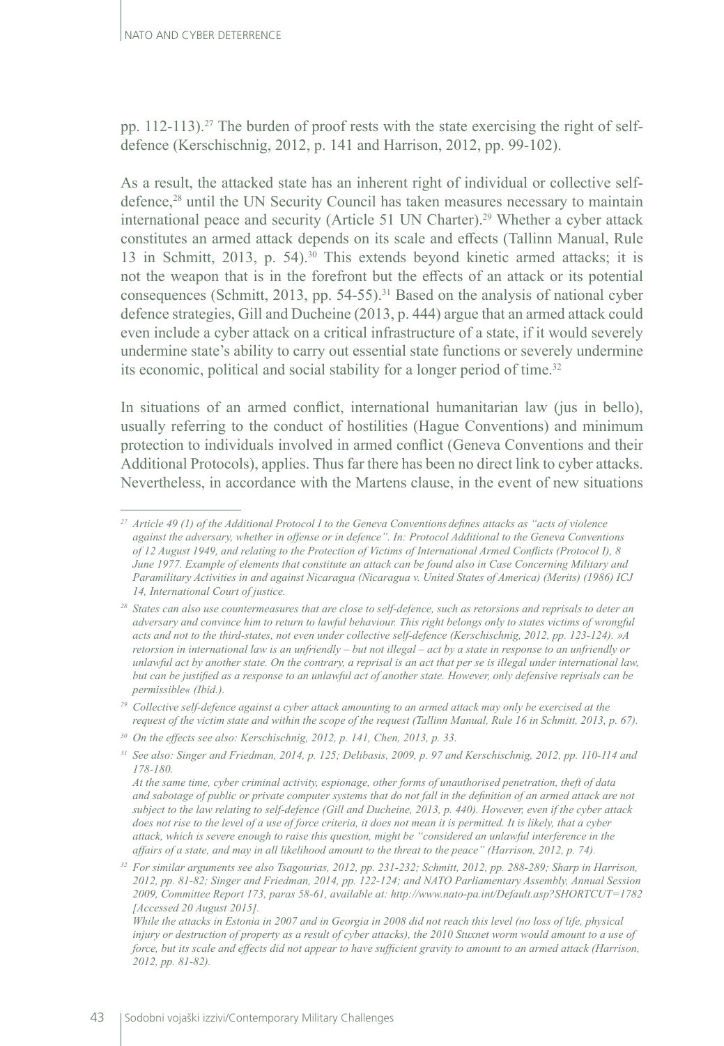pp. 112-113).[27] The burden of proof rests with the state exercising the right of self-defence (Kerschischnig, 2012, p. 141 and Harrison, 2012, pp. 99-102).

As a result, the attacked state has an inherent right of individual or collective self-defence,[28] until the UN Security Council has taken measures necessary to maintain international peace and security (Article 51 UN Charter).[29] Whether a cyber attack constitutes an armed attack depends on its scale and effects (Tallinn Manual, Rule 13 in Schmitt, 2013, p. 54).[30] This extends beyond kinetic armed attacks; it is not the weapon that is in the forefront but the effects of an attack or its potential consequences (Schmitt, 2013, pp. 54-55).[31] Based on the analysis of national cyber defence strategies, Gill and Ducheine (2013, p. 444) argue that an armed attack could even include a cyber attack on a critical infrastructure of a state, if it would severely undermine state's ability to carry out essential state functions or severely undermine its economic, political and social stability for a longer period of time.[32]

In situations of an armed conflict, international humanitarian law (jus in bello), usually referring to the conduct of hostilities (Hague Conventions) and minimum protection to individuals involved in armed conflict (Geneva Conventions and their Additional Protocols), applies. Thus far there has been no direct link to cyber attacks. Nevertheless, in accordance with the Martens clause, in the event of new situations

---

[27] *Article 49 (1) of the Additional Protocol I to the Geneva Conventions defines attacks as "acts of violence against the adversary, whether in offense or in defence". In: Protocol Additional to the Geneva Conventions of 12 August 1949, and relating to the Protection of Victims of International Armed Conflicts (Protocol I), 8 June 1977. Example of elements that constitute an attack can be found also in Case Concerning Military and Paramilitary Activities in and against Nicaragua (Nicaragua v. United States of America) (Merits) (1986) ICJ 14, International Court of justice.*

[28] *States can also use countermeasures that are close to self-defence, such as retorsions and reprisals to deter an adversary and convince him to return to lawful behaviour. This right belongs only to states victims of wrongful acts and not to the third-states, not even under collective self-defence (Kerschischnig, 2012, pp. 123-124). »A retorsion in international law is an unfriendly – but not illegal – act by a state in response to an unfriendly or unlawful act by another state. On the contrary, a reprisal is an act that per se is illegal under international law, but can be justified as a response to an unlawful act of another state. However, only defensive reprisals can be permissible« (Ibid.).*

[29] *Collective self-defence against a cyber attack amounting to an armed attack may only be exercised at the request of the victim state and within the scope of the request (Tallinn Manual, Rule 16 in Schmitt, 2013, p. 67).*

[30] *On the effects see also: Kerschischnig, 2012, p. 141, Chen, 2013, p. 33.*

[31] *See also: Singer and Friedman, 2014, p. 125; Delibasis, 2009, p. 97 and Kerschischnig, 2012, pp. 110-114 and 178-180.*
*At the same time, cyber criminal activity, espionage, other forms of unauthorised penetration, theft of data and sabotage of public or private computer systems that do not fall in the definition of an armed attack are not subject to the law relating to self-defence (Gill and Ducheine, 2013, p. 440). However, even if the cyber attack does not rise to the level of a use of force criteria, it does not mean it is permitted. It is likely, that a cyber attack, which is severe enough to raise this question, might be "considered an unlawful interference in the affairs of a state, and may in all likelihood amount to the threat to the peace" (Harrison, 2012, p. 74).*

[32] *For similar arguments see also Tsagourias, 2012, pp. 231-232; Schmitt, 2012, pp. 288-289; Sharp in Harrison, 2012, pp. 81-82; Singer and Friedman, 2014, pp. 122-124; and NATO Parliamentary Assembly, Annual Session 2009, Committee Report 173, paras 58-61, available at: http://www.nato-pa.int/Default.asp?SHORTCUT=1782 [Accessed 20 August 2015].*
*While the attacks in Estonia in 2007 and in Georgia in 2008 did not reach this level (no loss of life, physical injury or destruction of property as a result of cyber attacks), the 2010 Stuxnet worm would amount to a use of force, but its scale and effects did not appear to have sufficient gravity to amount to an armed attack (Harrison, 2012, pp. 81-82).*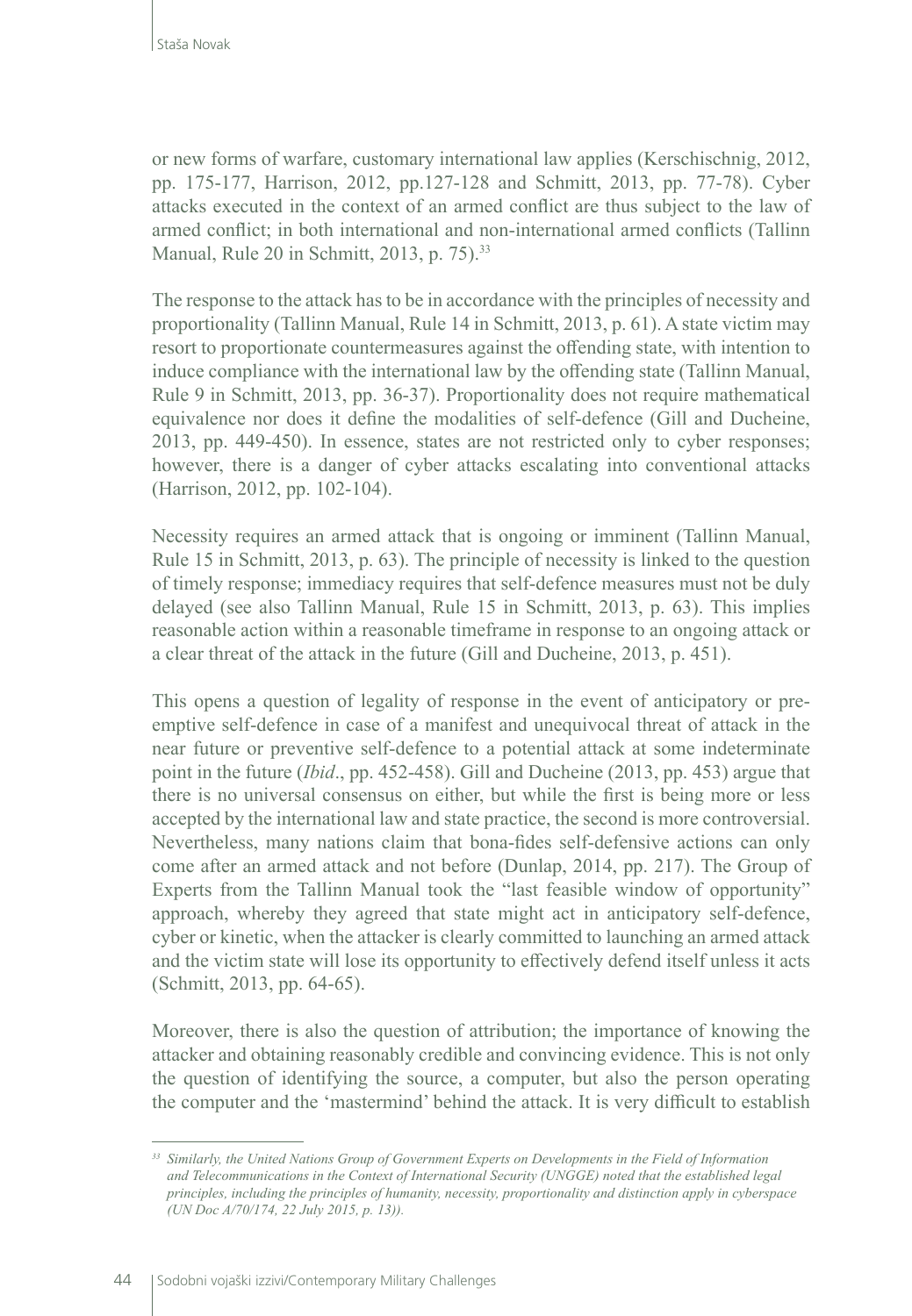or new forms of warfare, customary international law applies (Kerschischnig, 2012, pp. 175-177, Harrison, 2012, pp.127-128 and Schmitt, 2013, pp. 77-78). Cyber attacks executed in the context of an armed conflict are thus subject to the law of armed conflict; in both international and non-international armed conflicts (Tallinn Manual, Rule 20 in Schmitt, 2013, p. 75).[33]

The response to the attack has to be in accordance with the principles of necessity and proportionality (Tallinn Manual, Rule 14 in Schmitt, 2013, p. 61). A state victim may resort to proportionate countermeasures against the offending state, with intention to induce compliance with the international law by the offending state (Tallinn Manual, Rule 9 in Schmitt, 2013, pp. 36-37). Proportionality does not require mathematical equivalence nor does it define the modalities of self-defence (Gill and Ducheine, 2013, pp. 449-450). In essence, states are not restricted only to cyber responses; however, there is a danger of cyber attacks escalating into conventional attacks (Harrison, 2012, pp. 102-104).

Necessity requires an armed attack that is ongoing or imminent (Tallinn Manual, Rule 15 in Schmitt, 2013, p. 63). The principle of necessity is linked to the question of timely response; immediacy requires that self-defence measures must not be duly delayed (see also Tallinn Manual, Rule 15 in Schmitt, 2013, p. 63). This implies reasonable action within a reasonable timeframe in response to an ongoing attack or a clear threat of the attack in the future (Gill and Ducheine, 2013, p. 451).

This opens a question of legality of response in the event of anticipatory or pre-emptive self-defence in case of a manifest and unequivocal threat of attack in the near future or preventive self-defence to a potential attack at some indeterminate point in the future (*Ibid*., pp. 452-458). Gill and Ducheine (2013, pp. 453) argue that there is no universal consensus on either, but while the first is being more or less accepted by the international law and state practice, the second is more controversial. Nevertheless, many nations claim that bona-fides self-defensive actions can only come after an armed attack and not before (Dunlap, 2014, pp. 217). The Group of Experts from the Tallinn Manual took the "last feasible window of opportunity" approach, whereby they agreed that state might act in anticipatory self-defence, cyber or kinetic, when the attacker is clearly committed to launching an armed attack and the victim state will lose its opportunity to effectively defend itself unless it acts (Schmitt, 2013, pp. 64-65).

Moreover, there is also the question of attribution; the importance of knowing the attacker and obtaining reasonably credible and convincing evidence. This is not only the question of identifying the source, a computer, but also the person operating the computer and the 'mastermind' behind the attack. It is very difficult to establish

---

[33] *Similarly, the United Nations Group of Government Experts on Developments in the Field of Information and Telecommunications in the Context of International Security (UNGGE) noted that the established legal principles, including the principles of humanity, necessity, proportionality and distinction apply in cyberspace (UN Doc A/70/174, 22 July 2015, p. 13)).*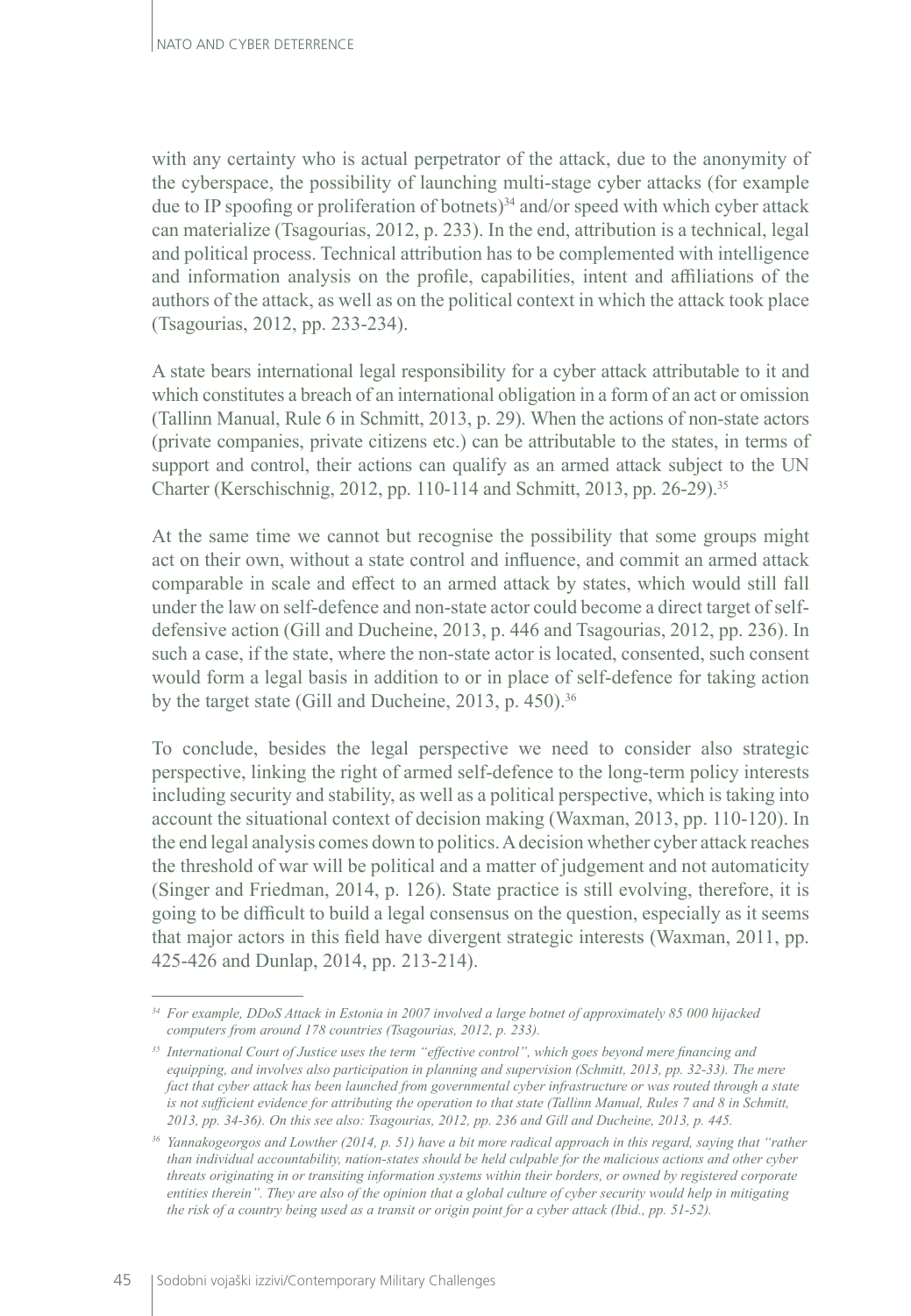with any certainty who is actual perpetrator of the attack, due to the anonymity of the cyberspace, the possibility of launching multi-stage cyber attacks (for example due to IP spoofing or proliferation of botnets)[34] and/or speed with which cyber attack can materialize (Tsagourias, 2012, p. 233). In the end, attribution is a technical, legal and political process. Technical attribution has to be complemented with intelligence and information analysis on the profile, capabilities, intent and affiliations of the authors of the attack, as well as on the political context in which the attack took place (Tsagourias, 2012, pp. 233-234).

A state bears international legal responsibility for a cyber attack attributable to it and which constitutes a breach of an international obligation in a form of an act or omission (Tallinn Manual, Rule 6 in Schmitt, 2013, p. 29). When the actions of non-state actors (private companies, private citizens etc.) can be attributable to the states, in terms of support and control, their actions can qualify as an armed attack subject to the UN Charter (Kerschischnig, 2012, pp. 110-114 and Schmitt, 2013, pp. 26-29).[35]

At the same time we cannot but recognise the possibility that some groups might act on their own, without a state control and influence, and commit an armed attack comparable in scale and effect to an armed attack by states, which would still fall under the law on self-defence and non-state actor could become a direct target of self-defensive action (Gill and Ducheine, 2013, p. 446 and Tsagourias, 2012, pp. 236). In such a case, if the state, where the non-state actor is located, consented, such consent would form a legal basis in addition to or in place of self-defence for taking action by the target state (Gill and Ducheine, 2013, p. 450).[36]

To conclude, besides the legal perspective we need to consider also strategic perspective, linking the right of armed self-defence to the long-term policy interests including security and stability, as well as a political perspective, which is taking into account the situational context of decision making (Waxman, 2013, pp. 110-120). In the end legal analysis comes down to politics. A decision whether cyber attack reaches the threshold of war will be political and a matter of judgement and not automaticity (Singer and Friedman, 2014, p. 126). State practice is still evolving, therefore, it is going to be difficult to build a legal consensus on the question, especially as it seems that major actors in this field have divergent strategic interests (Waxman, 2011, pp. 425-426 and Dunlap, 2014, pp. 213-214).

---

*[34] For example, DDoS Attack in Estonia in 2007 involved a large botnet of approximately 85 000 hijacked computers from around 178 countries (Tsagourias, 2012, p. 233).*

*[35] International Court of Justice uses the term "effective control", which goes beyond mere financing and equipping, and involves also participation in planning and supervision (Schmitt, 2013, pp. 32-33). The mere fact that cyber attack has been launched from governmental cyber infrastructure or was routed through a state is not sufficient evidence for attributing the operation to that state (Tallinn Manual, Rules 7 and 8 in Schmitt, 2013, pp. 34-36). On this see also: Tsagourias, 2012, pp. 236 and Gill and Ducheine, 2013, p. 445.*

*[36] Yannakogeorgos and Lowther (2014, p. 51) have a bit more radical approach in this regard, saying that "rather than individual accountability, nation-states should be held culpable for the malicious actions and other cyber threats originating in or transiting information systems within their borders, or owned by registered corporate entities therein". They are also of the opinion that a global culture of cyber security would help in mitigating the risk of a country being used as a transit or origin point for a cyber attack (Ibid., pp. 51-52).*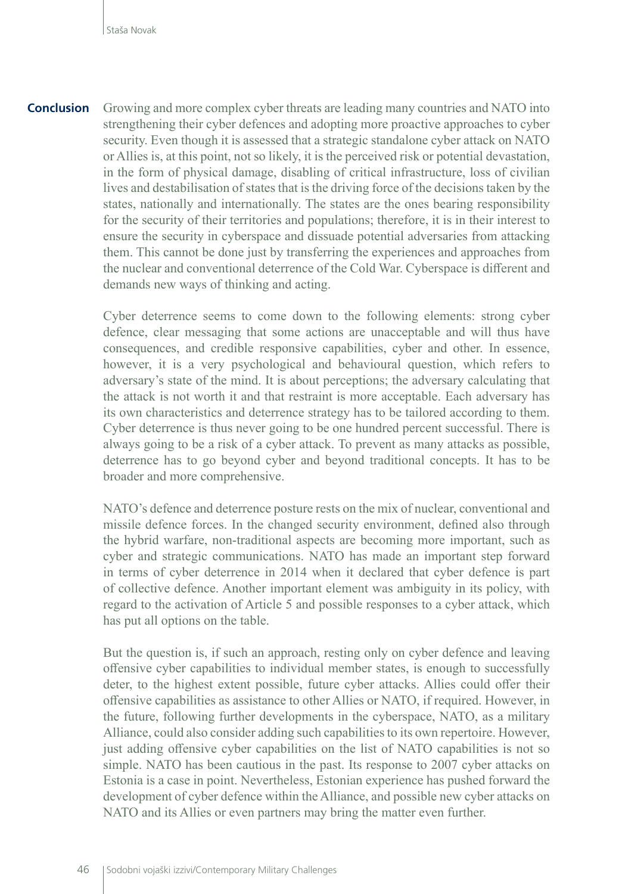## Conclusion

Growing and more complex cyber threats are leading many countries and NATO into strengthening their cyber defences and adopting more proactive approaches to cyber security. Even though it is assessed that a strategic standalone cyber attack on NATO or Allies is, at this point, not so likely, it is the perceived risk or potential devastation, in the form of physical damage, disabling of critical infrastructure, loss of civilian lives and destabilisation of states that is the driving force of the decisions taken by the states, nationally and internationally. The states are the ones bearing responsibility for the security of their territories and populations; therefore, it is in their interest to ensure the security in cyberspace and dissuade potential adversaries from attacking them. This cannot be done just by transferring the experiences and approaches from the nuclear and conventional deterrence of the Cold War. Cyberspace is different and demands new ways of thinking and acting.

Cyber deterrence seems to come down to the following elements: strong cyber defence, clear messaging that some actions are unacceptable and will thus have consequences, and credible responsive capabilities, cyber and other. In essence, however, it is a very psychological and behavioural question, which refers to adversary's state of the mind. It is about perceptions; the adversary calculating that the attack is not worth it and that restraint is more acceptable. Each adversary has its own characteristics and deterrence strategy has to be tailored according to them. Cyber deterrence is thus never going to be one hundred percent successful. There is always going to be a risk of a cyber attack. To prevent as many attacks as possible, deterrence has to go beyond cyber and beyond traditional concepts. It has to be broader and more comprehensive.

NATO's defence and deterrence posture rests on the mix of nuclear, conventional and missile defence forces. In the changed security environment, defined also through the hybrid warfare, non-traditional aspects are becoming more important, such as cyber and strategic communications. NATO has made an important step forward in terms of cyber deterrence in 2014 when it declared that cyber defence is part of collective defence. Another important element was ambiguity in its policy, with regard to the activation of Article 5 and possible responses to a cyber attack, which has put all options on the table.

But the question is, if such an approach, resting only on cyber defence and leaving offensive cyber capabilities to individual member states, is enough to successfully deter, to the highest extent possible, future cyber attacks. Allies could offer their offensive capabilities as assistance to other Allies or NATO, if required. However, in the future, following further developments in the cyberspace, NATO, as a military Alliance, could also consider adding such capabilities to its own repertoire. However, just adding offensive cyber capabilities on the list of NATO capabilities is not so simple. NATO has been cautious in the past. Its response to 2007 cyber attacks on Estonia is a case in point. Nevertheless, Estonian experience has pushed forward the development of cyber defence within the Alliance, and possible new cyber attacks on NATO and its Allies or even partners may bring the matter even further.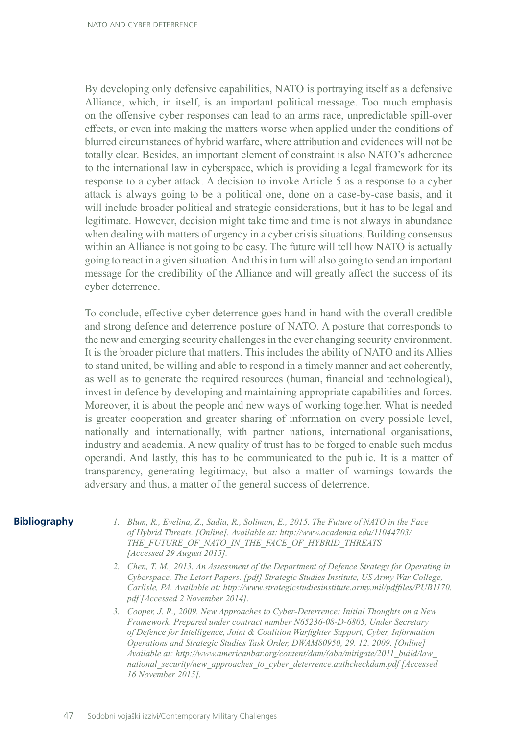By developing only defensive capabilities, NATO is portraying itself as a defensive Alliance, which, in itself, is an important political message. Too much emphasis on the offensive cyber responses can lead to an arms race, unpredictable spill-over effects, or even into making the matters worse when applied under the conditions of blurred circumstances of hybrid warfare, where attribution and evidences will not be totally clear. Besides, an important element of constraint is also NATO's adherence to the international law in cyberspace, which is providing a legal framework for its response to a cyber attack. A decision to invoke Article 5 as a response to a cyber attack is always going to be a political one, done on a case-by-case basis, and it will include broader political and strategic considerations, but it has to be legal and legitimate. However, decision might take time and time is not always in abundance when dealing with matters of urgency in a cyber crisis situations. Building consensus within an Alliance is not going to be easy. The future will tell how NATO is actually going to react in a given situation. And this in turn will also going to send an important message for the credibility of the Alliance and will greatly affect the success of its cyber deterrence.

To conclude, effective cyber deterrence goes hand in hand with the overall credible and strong defence and deterrence posture of NATO. A posture that corresponds to the new and emerging security challenges in the ever changing security environment. It is the broader picture that matters. This includes the ability of NATO and its Allies to stand united, be willing and able to respond in a timely manner and act coherently, as well as to generate the required resources (human, financial and technological), invest in defence by developing and maintaining appropriate capabilities and forces. Moreover, it is about the people and new ways of working together. What is needed is greater cooperation and greater sharing of information on every possible level, nationally and internationally, with partner nations, international organisations, industry and academia. A new quality of trust has to be forged to enable such modus operandi. And lastly, this has to be communicated to the public. It is a matter of transparency, generating legitimacy, but also a matter of warnings towards the adversary and thus, a matter of the general success of deterrence.

## Bibliography

1. *Blum, R., Evelina, Z., Sadia, R., Soliman, E., 2015. The Future of NATO in the Face of Hybrid Threats. [Online]. Available at: http://www.academia.edu/11044703/THE_FUTURE_OF_NATO_IN_THE_FACE_OF_HYBRID_THREATS [Accessed 29 August 2015].*
2. *Chen, T. M., 2013. An Assessment of the Department of Defence Strategy for Operating in Cyberspace. The Letort Papers. [pdf] Strategic Studies Institute, US Army War College, Carlisle, PA. Available at: http://www.strategicstudiesinstitute.army.mil/pdffiles/PUB1170.pdf [Accessed 2 November 2014].*
3. *Cooper, J. R., 2009. New Approaches to Cyber-Deterrence: Initial Thoughts on a New Framework. Prepared under contract number N65236-08-D-6805, Under Secretary of Defence for Intelligence, Joint & Coalition Warfighter Support, Cyber, Information Operations and Strategic Studies Task Order, DWAM80950, 29. 12. 2009. [Online] Available at: http://www.americanbar.org/content/dam/(aba/mitigate/2011_build/law_national_security/new_approaches_to_cyber_deterrence.authcheckdam.pdf [Accessed 16 November 2015].*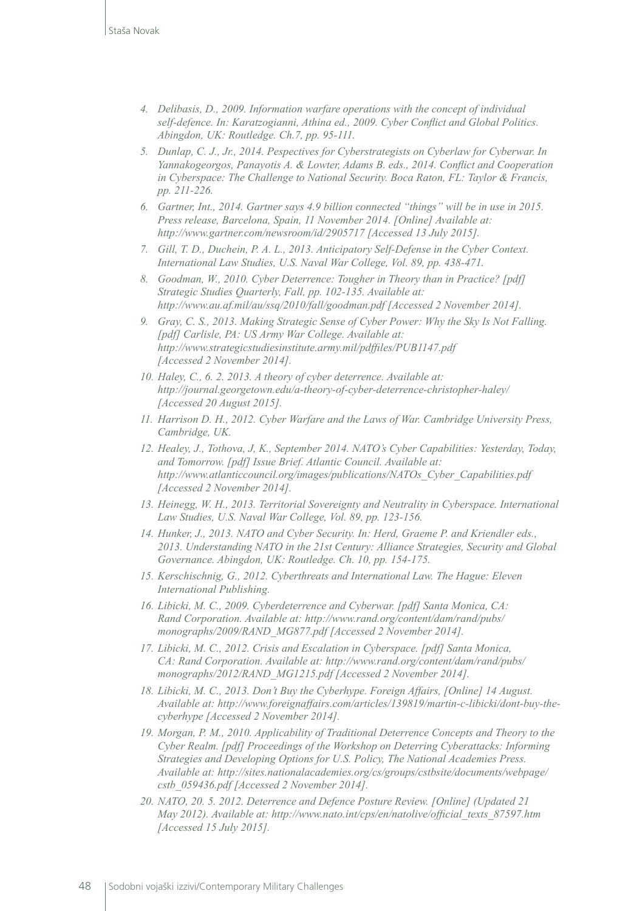4. *Delibasis, D., 2009. Information warfare operations with the concept of individual self-defence. In: Karatzogianni, Athina ed., 2009. Cyber Conflict and Global Politics. Abingdon, UK: Routledge. Ch.7, pp. 95-111.*
5. *Dunlap, C. J., Jr., 2014. Pespectives for Cyberstrategists on Cyberlaw for Cyberwar. In Yannakogeorgos, Panayotis A. & Lowter, Adams B. eds., 2014. Conflict and Cooperation in Cyberspace: The Challenge to National Security. Boca Raton, FL: Taylor & Francis, pp. 211-226.*
6. *Gartner, Int., 2014. Gartner says 4.9 billion connected "things" will be in use in 2015. Press release, Barcelona, Spain, 11 November 2014. [Online] Available at: http://www.gartner.com/newsroom/id/2905717 [Accessed 13 July 2015].*
7. *Gill, T. D., Duchein, P. A. L., 2013. Anticipatory Self-Defense in the Cyber Context. International Law Studies, U.S. Naval War College, Vol. 89, pp. 438-471.*
8. *Goodman, W., 2010. Cyber Deterrence: Tougher in Theory than in Practice? [pdf] Strategic Studies Quarterly, Fall, pp. 102-135. Available at: http://www.au.af.mil/au/ssq/2010/fall/goodman.pdf [Accessed 2 November 2014].*
9. *Gray, C. S., 2013. Making Strategic Sense of Cyber Power: Why the Sky Is Not Falling. [pdf] Carlisle, PA: US Army War College. Available at: http://www.strategicstudiesinstitute.army.mil/pdffiles/PUB1147.pdf [Accessed 2 November 2014].*
10. *Haley, C., 6. 2. 2013. A theory of cyber deterrence. Available at: http://journal.georgetown.edu/a-theory-of-cyber-deterrence-christopher-haley/ [Accessed 20 August 2015].*
11. *Harrison D. H., 2012. Cyber Warfare and the Laws of War. Cambridge University Press, Cambridge, UK.*
12. *Healey, J., Tothova, J, K., September 2014. NATO's Cyber Capabilities: Yesterday, Today, and Tomorrow. [pdf] Issue Brief. Atlantic Council. Available at: http://www.atlanticcouncil.org/images/publications/NATOs_Cyber_Capabilities.pdf [Accessed 2 November 2014].*
13. *Heinegg, W. H., 2013. Territorial Sovereignty and Neutrality in Cyberspace. International Law Studies, U.S. Naval War College, Vol. 89, pp. 123-156.*
14. *Hunker, J., 2013. NATO and Cyber Security. In: Herd, Graeme P. and Kriendler eds., 2013. Understanding NATO in the 21st Century: Alliance Strategies, Security and Global Governance. Abingdon, UK: Routledge. Ch. 10, pp. 154-175.*
15. *Kerschischnig, G., 2012. Cyberthreats and International Law. The Hague: Eleven International Publishing.*
16. *Libicki, M. C., 2009. Cyberdeterrence and Cyberwar. [pdf] Santa Monica, CA: Rand Corporation. Available at: http://www.rand.org/content/dam/rand/pubs/monographs/2009/RAND_MG877.pdf [Accessed 2 November 2014].*
17. *Libicki, M. C., 2012. Crisis and Escalation in Cyberspace. [pdf] Santa Monica, CA: Rand Corporation. Available at: http://www.rand.org/content/dam/rand/pubs/monographs/2012/RAND_MG1215.pdf [Accessed 2 November 2014].*
18. *Libicki, M. C., 2013. Don't Buy the Cyberhype. Foreign Affairs, [Online] 14 August. Available at: http://www.foreignaffairs.com/articles/139819/martin-c-libicki/dont-buy-the-cyberhype [Accessed 2 November 2014].*
19. *Morgan, P. M., 2010. Applicability of Traditional Deterrence Concepts and Theory to the Cyber Realm. [pdf] Proceedings of the Workshop on Deterring Cyberattacks: Informing Strategies and Developing Options for U.S. Policy, The National Academies Press. Available at: http://sites.nationalacademies.org/cs/groups/cstbsite/documents/webpage/cstb_059436.pdf [Accessed 2 November 2014].*
20. *NATO, 20. 5. 2012. Deterrence and Defence Posture Review. [Online] (Updated 21 May 2012). Available at: http://www.nato.int/cps/en/natolive/official_texts_87597.htm [Accessed 15 July 2015].*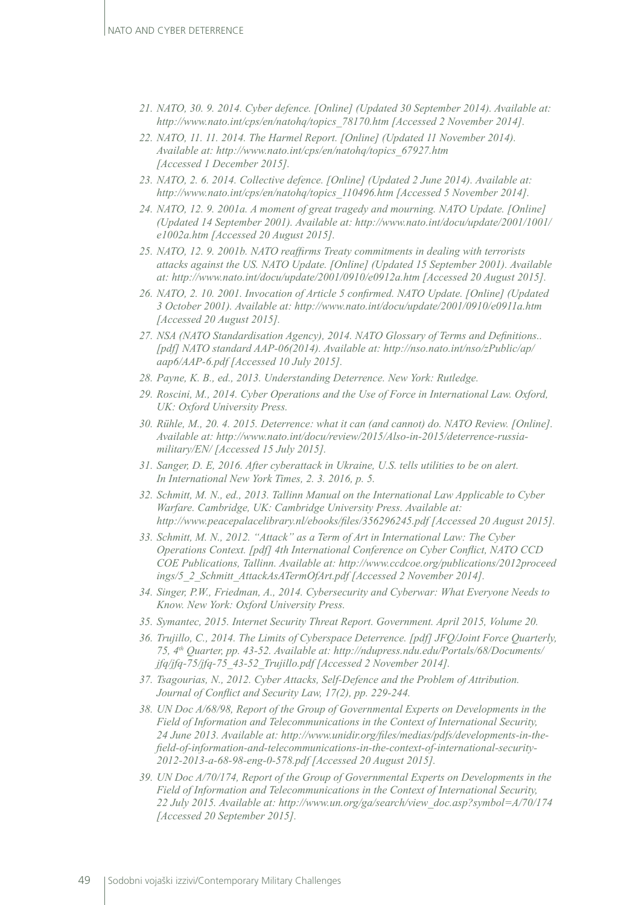21. *NATO, 30. 9. 2014. Cyber defence. [Online] (Updated 30 September 2014). Available at: http://www.nato.int/cps/en/natohq/topics_78170.htm [Accessed 2 November 2014].*
22. *NATO, 11. 11. 2014. The Harmel Report. [Online] (Updated 11 November 2014). Available at: http://www.nato.int/cps/en/natohq/topics_67927.htm [Accessed 1 December 2015].*
23. *NATO, 2. 6. 2014. Collective defence. [Online] (Updated 2 June 2014). Available at: http://www.nato.int/cps/en/natohq/topics_110496.htm [Accessed 5 November 2014].*
24. *NATO, 12. 9. 2001a. A moment of great tragedy and mourning. NATO Update. [Online] (Updated 14 September 2001). Available at: http://www.nato.int/docu/update/2001/1001/e1002a.htm [Accessed 20 August 2015].*
25. *NATO, 12. 9. 2001b. NATO reaffirms Treaty commitments in dealing with terrorists attacks against the US. NATO Update. [Online] (Updated 15 September 2001). Available at: http://www.nato.int/docu/update/2001/0910/e0912a.htm [Accessed 20 August 2015].*
26. *NATO, 2. 10. 2001. Invocation of Article 5 confirmed. NATO Update. [Online] (Updated 3 October 2001). Available at: http://www.nato.int/docu/update/2001/0910/e0911a.htm [Accessed 20 August 2015].*
27. *NSA (NATO Standardisation Agency), 2014. NATO Glossary of Terms and Definitions.. [pdf] NATO standard AAP-06(2014). Available at: http://nso.nato.int/nso/zPublic/ap/aap6/AAP-6.pdf [Accessed 10 July 2015].*
28. *Payne, K. B., ed., 2013. Understanding Deterrence. New York: Rutledge.*
29. *Roscini, M., 2014. Cyber Operations and the Use of Force in International Law. Oxford, UK: Oxford University Press.*
30. *Rühle, M., 20. 4. 2015. Deterrence: what it can (and cannot) do. NATO Review. [Online]. Available at: http://www.nato.int/docu/review/2015/Also-in-2015/deterrence-russia-military/EN/ [Accessed 15 July 2015].*
31. *Sanger, D. E, 2016. After cyberattack in Ukraine, U.S. tells utilities to be on alert. In International New York Times, 2. 3. 2016, p. 5.*
32. *Schmitt, M. N., ed., 2013. Tallinn Manual on the International Law Applicable to Cyber Warfare. Cambridge, UK: Cambridge University Press. Available at: http://www.peacepalacelibrary.nl/ebooks/files/356296245.pdf [Accessed 20 August 2015].*
33. *Schmitt, M. N., 2012. "Attack" as a Term of Art in International Law: The Cyber Operations Context. [pdf] 4th International Conference on Cyber Conflict, NATO CCD COE Publications, Tallinn. Available at: http://www.ccdcoe.org/publications/2012proceedings/5_2_Schmitt_AttackAsATermOfArt.pdf [Accessed 2 November 2014].*
34. *Singer, P.W., Friedman, A., 2014. Cybersecurity and Cyberwar: What Everyone Needs to Know. New York: Oxford University Press.*
35. *Symantec, 2015. Internet Security Threat Report. Government. April 2015, Volume 20.*
36. *Trujillo, C., 2014. The Limits of Cyberspace Deterrence. [pdf] JFQ/Joint Force Quarterly, 75, 4th Quarter, pp. 43-52. Available at: http://ndupress.ndu.edu/Portals/68/Documents/jfq/jfq-75/jfq-75_43-52_Trujillo.pdf [Accessed 2 November 2014].*
37. *Tsagourias, N., 2012. Cyber Attacks, Self-Defence and the Problem of Attribution. Journal of Conflict and Security Law, 17(2), pp. 229-244.*
38. *UN Doc A/68/98, Report of the Group of Governmental Experts on Developments in the Field of Information and Telecommunications in the Context of International Security, 24 June 2013. Available at: http://www.unidir.org/files/medias/pdfs/developments-in-the-field-of-information-and-telecommunications-in-the-context-of-international-security-2012-2013-a-68-98-eng-0-578.pdf [Accessed 20 August 2015].*
39. *UN Doc A/70/174, Report of the Group of Governmental Experts on Developments in the Field of Information and Telecommunications in the Context of International Security, 22 July 2015. Available at: http://www.un.org/ga/search/view_doc.asp?symbol=A/70/174 [Accessed 20 September 2015].*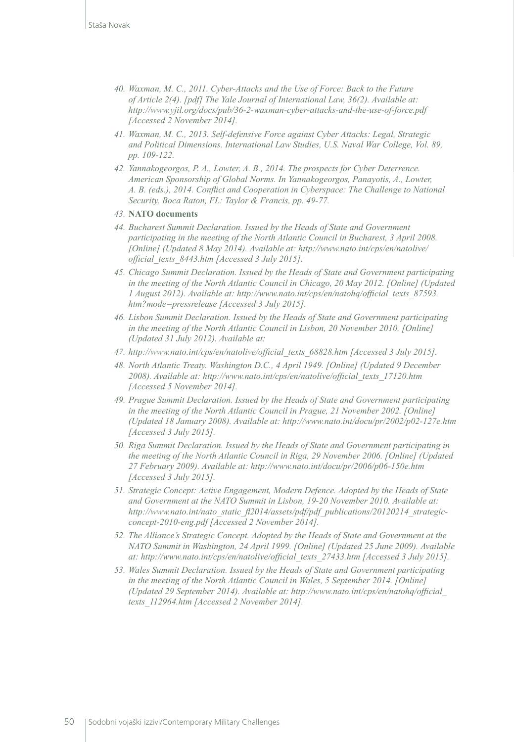40. *Waxman, M. C., 2011. Cyber-Attacks and the Use of Force: Back to the Future of Article 2(4). [pdf] The Yale Journal of International Law, 36(2). Available at: http://www.yjil.org/docs/pub/36-2-waxman-cyber-attacks-and-the-use-of-force.pdf [Accessed 2 November 2014].*
41. *Waxman, M. C., 2013. Self-defensive Force against Cyber Attacks: Legal, Strategic and Political Dimensions. International Law Studies, U.S. Naval War College, Vol. 89, pp. 109-122.*
42. *Yannakogeorgos, P. A., Lowter, A. B., 2014. The prospects for Cyber Deterrence. American Sponsorship of Global Norms. In Yannakogeorgos, Panayotis, A., Lowter, A. B. (eds.), 2014. Conflict and Cooperation in Cyberspace: The Challenge to National Security. Boca Raton, FL: Taylor & Francis, pp. 49-77.*
43. **NATO documents**
44. *Bucharest Summit Declaration. Issued by the Heads of State and Government participating in the meeting of the North Atlantic Council in Bucharest, 3 April 2008. [Online] (Updated 8 May 2014). Available at: http://www.nato.int/cps/en/natolive/official_texts_8443.htm [Accessed 3 July 2015].*
45. *Chicago Summit Declaration. Issued by the Heads of State and Government participating in the meeting of the North Atlantic Council in Chicago, 20 May 2012. [Online] (Updated 1 August 2012). Available at: http://www.nato.int/cps/en/natohq/official_texts_87593.htm?mode=pressrelease [Accessed 3 July 2015].*
46. *Lisbon Summit Declaration. Issued by the Heads of State and Government participating in the meeting of the North Atlantic Council in Lisbon, 20 November 2010. [Online] (Updated 31 July 2012). Available at:*
47. *http://www.nato.int/cps/en/natolive/official_texts_68828.htm [Accessed 3 July 2015].*
48. *North Atlantic Treaty. Washington D.C., 4 April 1949. [Online] (Updated 9 December 2008). Available at: http://www.nato.int/cps/en/natolive/official_texts_17120.htm [Accessed 5 November 2014].*
49. *Prague Summit Declaration. Issued by the Heads of State and Government participating in the meeting of the North Atlantic Council in Prague, 21 November 2002. [Online] (Updated 18 January 2008). Available at: http://www.nato.int/docu/pr/2002/p02-127e.htm [Accessed 3 July 2015].*
50. *Riga Summit Declaration. Issued by the Heads of State and Government participating in the meeting of the North Atlantic Council in Riga, 29 November 2006. [Online] (Updated 27 February 2009). Available at: http://www.nato.int/docu/pr/2006/p06-150e.htm [Accessed 3 July 2015].*
51. *Strategic Concept: Active Engagement, Modern Defence. Adopted by the Heads of State and Government at the NATO Summit in Lisbon, 19-20 November 2010. Available at: http://www.nato.int/nato_static_fl2014/assets/pdf/pdf_publications/20120214_strategic-concept-2010-eng.pdf [Accessed 2 November 2014].*
52. *The Alliance's Strategic Concept. Adopted by the Heads of State and Government at the NATO Summit in Washington, 24 April 1999. [Online] (Updated 25 June 2009). Available at: http://www.nato.int/cps/en/natolive/official_texts_27433.htm [Accessed 3 July 2015].*
53. *Wales Summit Declaration. Issued by the Heads of State and Government participating in the meeting of the North Atlantic Council in Wales, 5 September 2014. [Online] (Updated 29 September 2014). Available at: http://www.nato.int/cps/en/natohq/official_texts_112964.htm [Accessed 2 November 2014].*